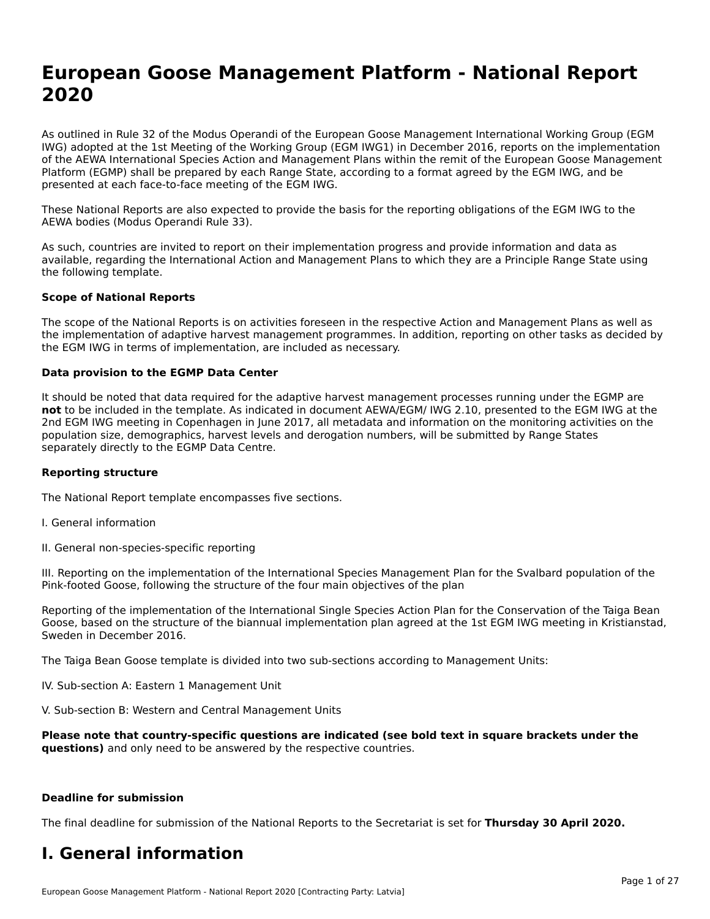# European Goose Management Platform - National Report 2020

As outlined in Rule 32 of the Modus Operandi of the European Goose Management International Working Group (EGM IWG) adopted at the 1st Meeting of the Working Group (EGM IWG1) in December 2016, reports on the implementation of the AEWA International Species Action and Management Plans within the remit of the European Goose Management Platform (EGMP) shall be prepared by each Range State, according to a format agreed by the EGM IWG, and be presented at each face-to-face meeting of the EGM IWG.

These National Reports are also expected to provide the basis for the reporting obligations of the EGM IWG to the AEWA bodies (Modus Operandi Rule 33).

As such, countries are invited to report on their implementation progress and provide information and data as available, regarding the International Action and Management Plans to which they are a Principle Range State using the following template.

**Scope of National Reports**

The scope of the National Reports is on activities foreseen in the respective Action and Management Plans as well as the implementation of adaptive harvest management programmes. In addition, reporting on other tasks as decided by the EGM IWG in terms of implementation, are included as necessary.

**Data provision to the EGMP Data Center**

It should be noted that data required for the adaptive harvest management processes running under the EGMP are **not** to be included in the template. As indicated in document AEWA/EGM/ IWG 2.10, presented to the EGM IWG at the 2nd EGM IWG meeting in Copenhagen in June 2017, all metadata and information on the monitoring activities on the population size, demographics, harvest levels and derogation numbers, will be submitted by Range States separately directly to the EGMP Data Centre.

**Reporting structure**

The National Report template encompasses five sections.

I. General information

II. General non-species-specific reporting

III. Reporting on the implementation of the International Species Management Plan for the Svalbard population of the Pink-footed Goose, following the structure of the four main objectives of the plan

Reporting of the implementation of the International Single Species Action Plan for the Conservation of the Taiga Bean Goose, based on the structure of the biannual implementation plan agreed at the 1st EGM IWG meeting in Kristianstad, Sweden in December 2016.

The Taiga Bean Goose template is divided into two sub-sections according to Management Units:

IV. Sub-section A: Eastern 1 Management Unit

V. Sub-section B: Western and Central Management Units

**Please note that country-specific questions are indicated (see bold text in square brackets under the questions)** and only need to be answered by the respective countries.

**Deadline for submission**

The final deadline for submission of the National Reports to the Secretariat is set for **Thursday 30 April 2020.**

# I. General information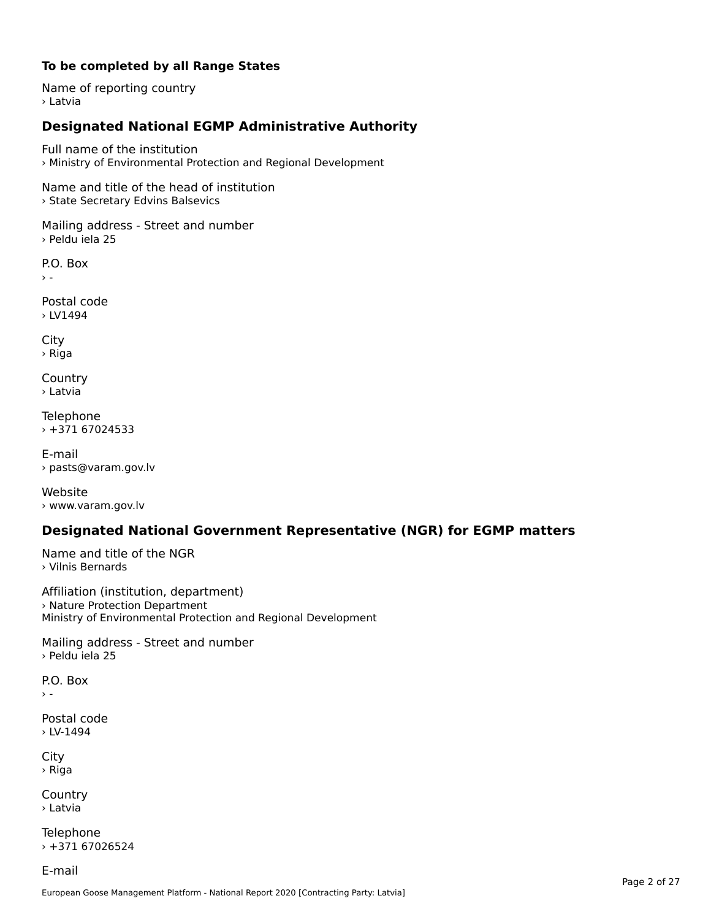**To be completed by all Range States**

Name of reporting country
› Latvia

## Designated National EGMP Administrative Authority

Full name of the institution
› Ministry of Environmental Protection and Regional Development

Name and title of the head of institution
› State Secretary Edvins Balsevics

Mailing address - Street and number
› Peldu iela 25

P.O. Box
› -

Postal code
› LV1494

City
› Riga

Country
› Latvia

Telephone
› +371 67024533

E-mail
› pasts@varam.gov.lv

Website
› www.varam.gov.lv

## Designated National Government Representative (NGR) for EGMP matters

Name and title of the NGR
› Vilnis Bernards

Affiliation (institution, department)
› Nature Protection Department
Ministry of Environmental Protection and Regional Development

Mailing address - Street and number
› Peldu iela 25

P.O. Box
› -

Postal code
› LV-1494

City
› Riga

Country
› Latvia

Telephone
› +371 67026524

E-mail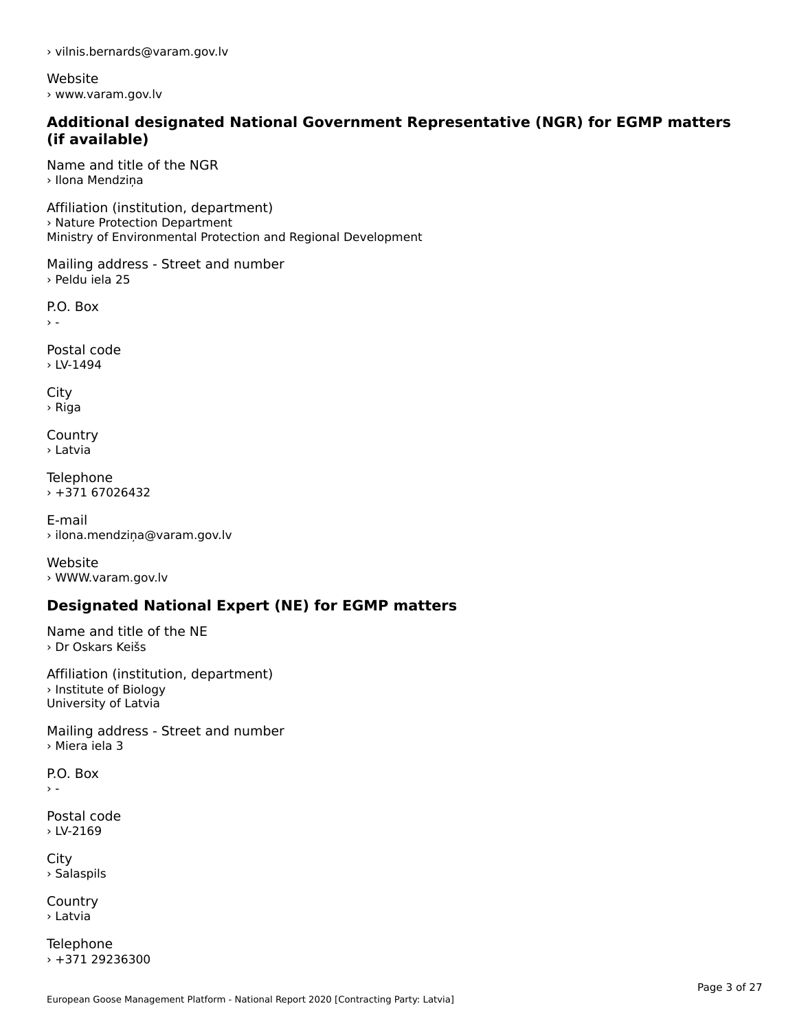› vilnis.bernards@varam.gov.lv

Website
› www.varam.gov.lv

### Additional designated National Government Representative (NGR) for EGMP matters (if available)

Name and title of the NGR
› Ilona Mendziņa

Affiliation (institution, department)
› Nature Protection Department
Ministry of Environmental Protection and Regional Development

Mailing address - Street and number
› Peldu iela 25

P.O. Box
› -

Postal code
› LV-1494

City
› Riga

Country
› Latvia

Telephone
› +371 67026432

E-mail
› ilona.mendziņa@varam.gov.lv

Website
› WWW.varam.gov.lv

### Designated National Expert (NE) for EGMP matters

Name and title of the NE
› Dr Oskars Keišs

Affiliation (institution, department)
› Institute of Biology
University of Latvia

Mailing address - Street and number
› Miera iela 3

P.O. Box
› -

Postal code
› LV-2169

City
› Salaspils

Country
› Latvia

Telephone
› +371 29236300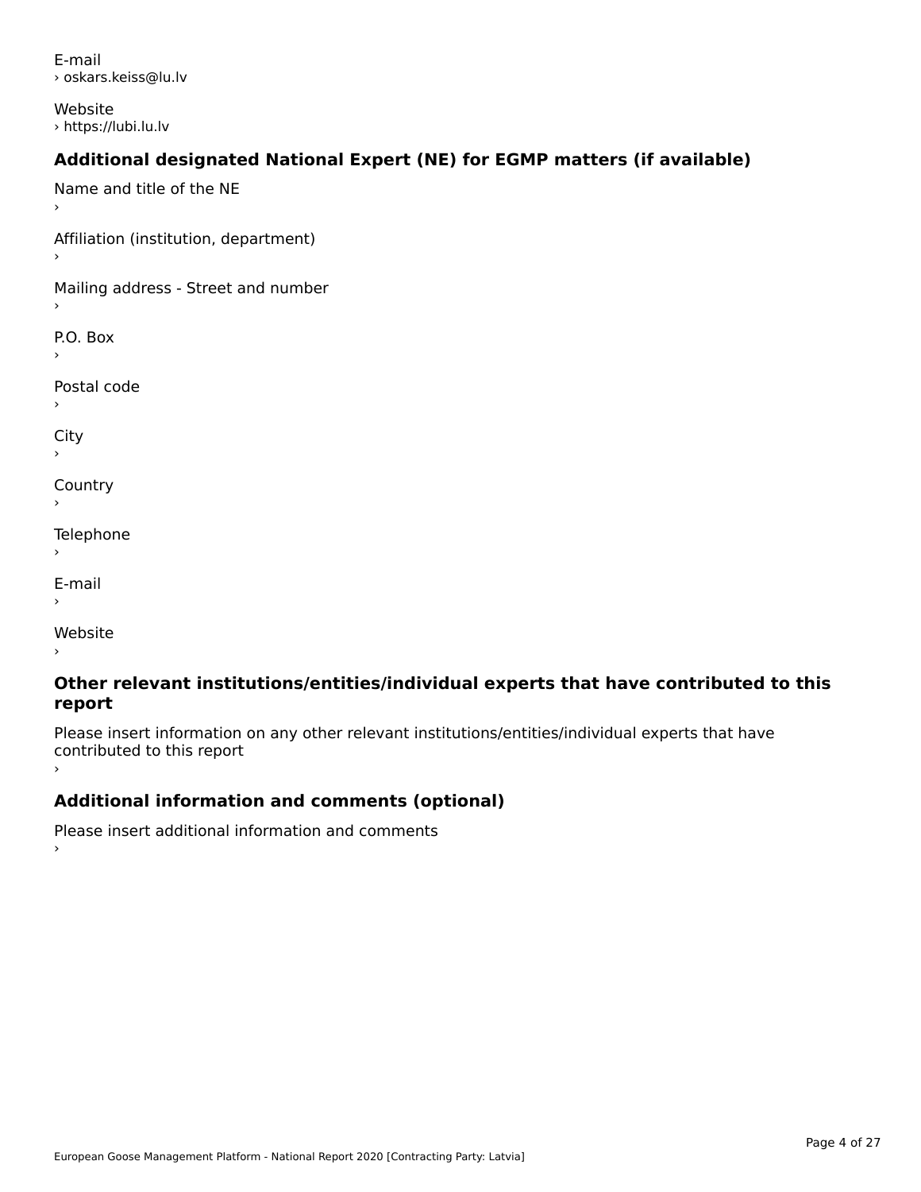E-mail
› oskars.keiss@lu.lv

Website
› https://lubi.lu.lv

### Additional designated National Expert (NE) for EGMP matters (if available)

Name and title of the NE
›

Affiliation (institution, department)
›

Mailing address - Street and number
›

P.O. Box
›

Postal code
›

City
›

Country
›

Telephone
›

E-mail
›

Website
›

### Other relevant institutions/entities/individual experts that have contributed to this report

Please insert information on any other relevant institutions/entities/individual experts that have contributed to this report
›

### Additional information and comments (optional)

Please insert additional information and comments
›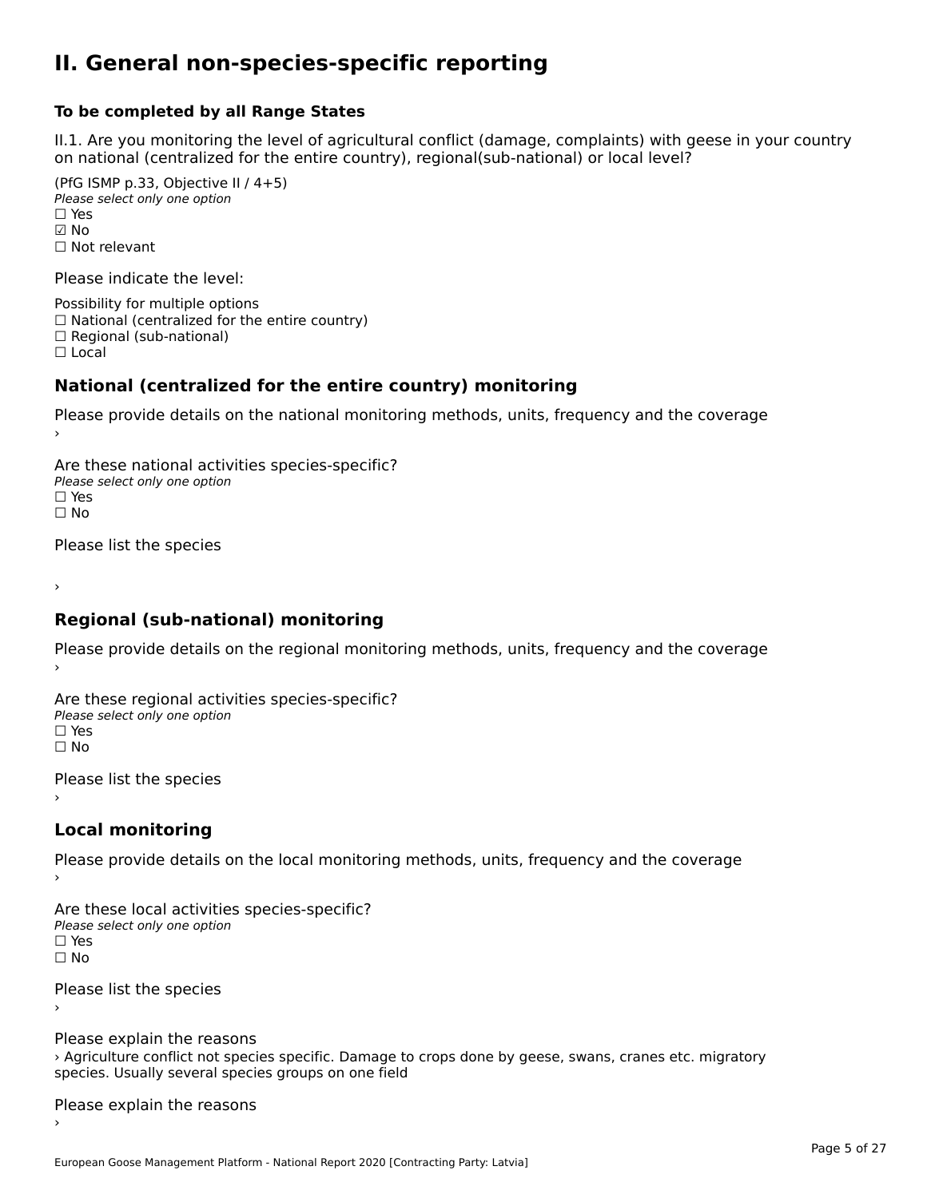# II. General non-species-specific reporting

**To be completed by all Range States**

II.1. Are you monitoring the level of agricultural conflict (damage, complaints) with geese in your country on national (centralized for the entire country), regional(sub-national) or local level?

(PfG ISMP p.33, Objective II / 4+5)
*Please select only one option*
☐ Yes
☑ No
☐ Not relevant

Please indicate the level:

Possibility for multiple options
☐ National (centralized for the entire country)
☐ Regional (sub-national)
☐ Local

## National (centralized for the entire country) monitoring

Please provide details on the national monitoring methods, units, frequency and the coverage
›

Are these national activities species-specific?
*Please select only one option*
☐ Yes
☐ No

Please list the species

›

## Regional (sub-national) monitoring

Please provide details on the regional monitoring methods, units, frequency and the coverage
›

Are these regional activities species-specific?
*Please select only one option*
☐ Yes
☐ No

Please list the species
›

## Local monitoring

Please provide details on the local monitoring methods, units, frequency and the coverage
›

Are these local activities species-specific?
*Please select only one option*
☐ Yes
☐ No

Please list the species
›

Please explain the reasons
› Agriculture conflict not species specific. Damage to crops done by geese, swans, cranes etc. migratory species. Usually several species groups on one field

Please explain the reasons
›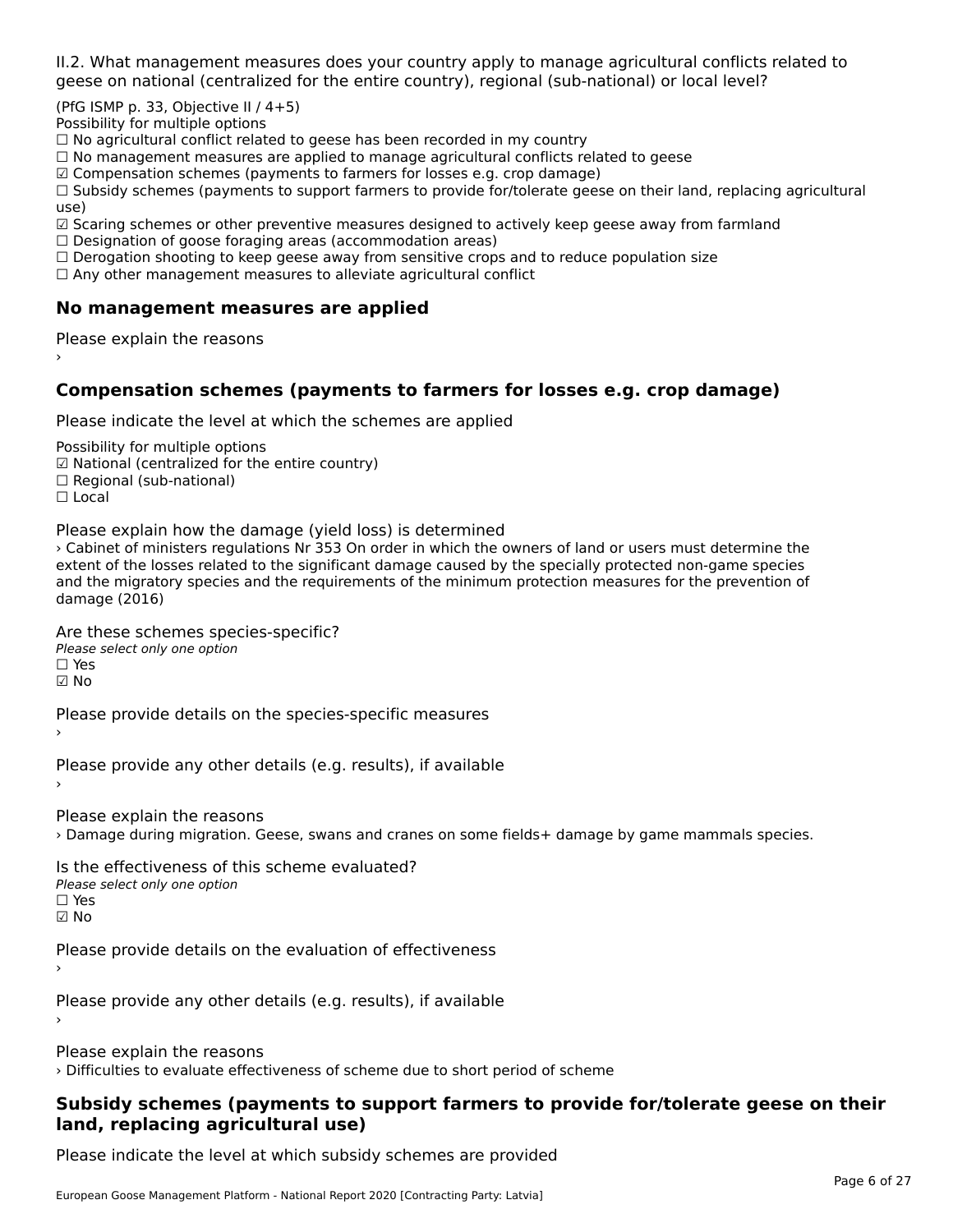II.2. What management measures does your country apply to manage agricultural conflicts related to geese on national (centralized for the entire country), regional (sub-national) or local level?

(PfG ISMP p. 33, Objective II / 4+5)
Possibility for multiple options
☐ No agricultural conflict related to geese has been recorded in my country
☐ No management measures are applied to manage agricultural conflicts related to geese
☑ Compensation schemes (payments to farmers for losses e.g. crop damage)
☐ Subsidy schemes (payments to support farmers to provide for/tolerate geese on their land, replacing agricultural use)
☑ Scaring schemes or other preventive measures designed to actively keep geese away from farmland
☐ Designation of goose foraging areas (accommodation areas)
☐ Derogation shooting to keep geese away from sensitive crops and to reduce population size
☐ Any other management measures to alleviate agricultural conflict

## No management measures are applied

Please explain the reasons
›

## Compensation schemes (payments to farmers for losses e.g. crop damage)

Please indicate the level at which the schemes are applied

Possibility for multiple options
☑ National (centralized for the entire country)
☐ Regional (sub-national)
☐ Local

Please explain how the damage (yield loss) is determined
› Cabinet of ministers regulations Nr 353 On order in which the owners of land or users must determine the extent of the losses related to the significant damage caused by the specially protected non-game species and the migratory species and the requirements of the minimum protection measures for the prevention of damage (2016)

Are these schemes species-specific?
*Please select only one option*
☐ Yes
☑ No

Please provide details on the species-specific measures
›

Please provide any other details (e.g. results), if available
›

Please explain the reasons
› Damage during migration. Geese, swans and cranes on some fields+ damage by game mammals species.

Is the effectiveness of this scheme evaluated?
*Please select only one option*
☐ Yes
☑ No

Please provide details on the evaluation of effectiveness
›

Please provide any other details (e.g. results), if available
›

Please explain the reasons
› Difficulties to evaluate effectiveness of scheme due to short period of scheme

## Subsidy schemes (payments to support farmers to provide for/tolerate geese on their land, replacing agricultural use)

Please indicate the level at which subsidy schemes are provided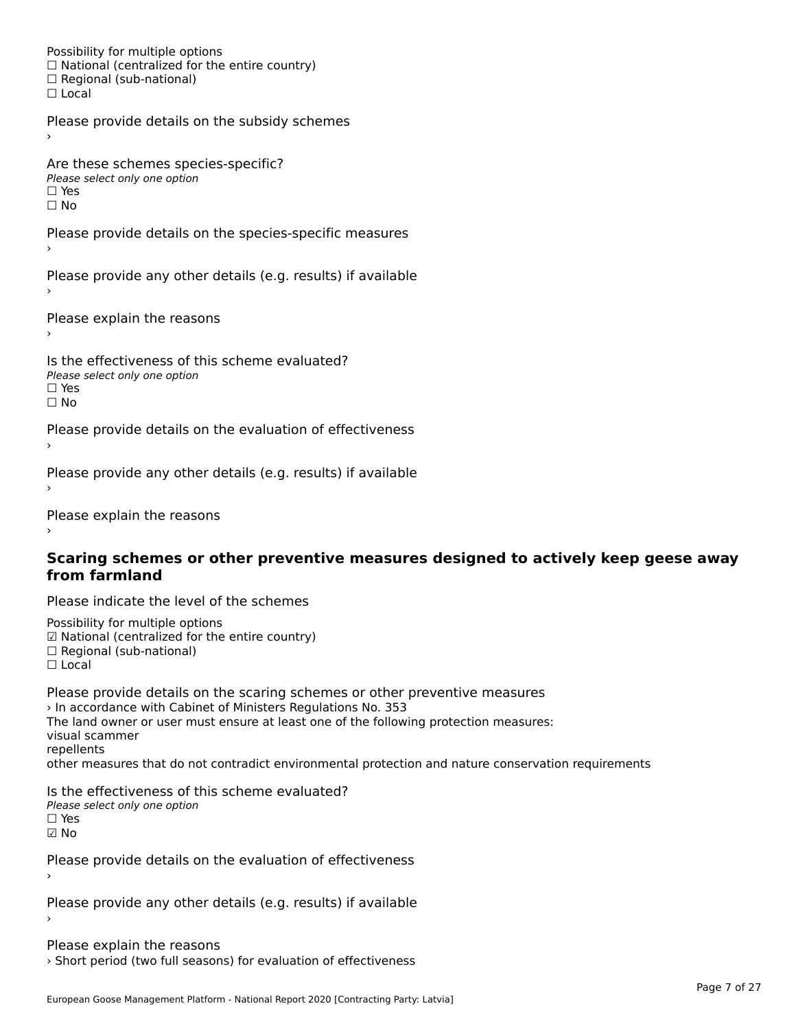Possibility for multiple options
☐ National (centralized for the entire country)
☐ Regional (sub-national)
☐ Local

Please provide details on the subsidy schemes
›

Are these schemes species-specific?
*Please select only one option*
☐ Yes
☐ No

Please provide details on the species-specific measures
›

Please provide any other details (e.g. results) if available
›

Please explain the reasons
›

Is the effectiveness of this scheme evaluated?
*Please select only one option*
☐ Yes
☐ No

Please provide details on the evaluation of effectiveness
›

Please provide any other details (e.g. results) if available
›

Please explain the reasons
›

### Scaring schemes or other preventive measures designed to actively keep geese away from farmland

Please indicate the level of the schemes

Possibility for multiple options
☑ National (centralized for the entire country)
☐ Regional (sub-national)
☐ Local

Please provide details on the scaring schemes or other preventive measures
› In accordance with Cabinet of Ministers Regulations No. 353
The land owner or user must ensure at least one of the following protection measures:
visual scammer
repellents
other measures that do not contradict environmental protection and nature conservation requirements

Is the effectiveness of this scheme evaluated?
*Please select only one option*
☐ Yes
☑ No

Please provide details on the evaluation of effectiveness
›

Please provide any other details (e.g. results) if available
›

Please explain the reasons
› Short period (two full seasons) for evaluation of effectiveness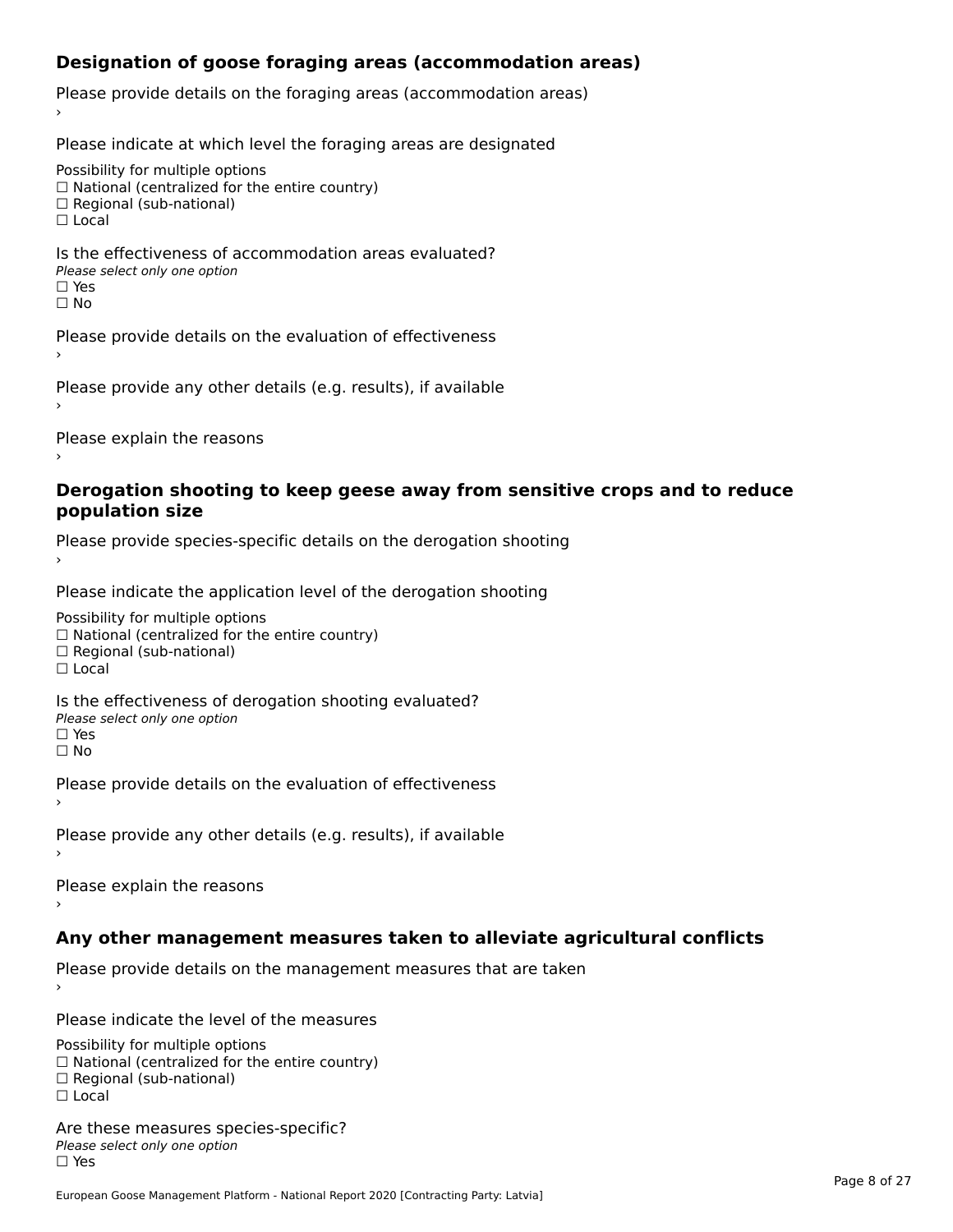### Designation of goose foraging areas (accommodation areas)

Please provide details on the foraging areas (accommodation areas)

›

Please indicate at which level the foraging areas are designated

Possibility for multiple options

☐ National (centralized for the entire country)

☐ Regional (sub-national)

☐ Local

Is the effectiveness of accommodation areas evaluated?

*Please select only one option*

☐ Yes

☐ No

Please provide details on the evaluation of effectiveness

›

Please provide any other details (e.g. results), if available

›

Please explain the reasons

›

### Derogation shooting to keep geese away from sensitive crops and to reduce population size

Please provide species-specific details on the derogation shooting

›

Please indicate the application level of the derogation shooting

Possibility for multiple options

☐ National (centralized for the entire country)

☐ Regional (sub-national)

☐ Local

Is the effectiveness of derogation shooting evaluated?

*Please select only one option*

☐ Yes

☐ No

Please provide details on the evaluation of effectiveness

›

Please provide any other details (e.g. results), if available

›

Please explain the reasons

›

### Any other management measures taken to alleviate agricultural conflicts

Please provide details on the management measures that are taken

›

Please indicate the level of the measures

Possibility for multiple options

☐ National (centralized for the entire country)

☐ Regional (sub-national)

☐ Local

Are these measures species-specific?

*Please select only one option*

☐ Yes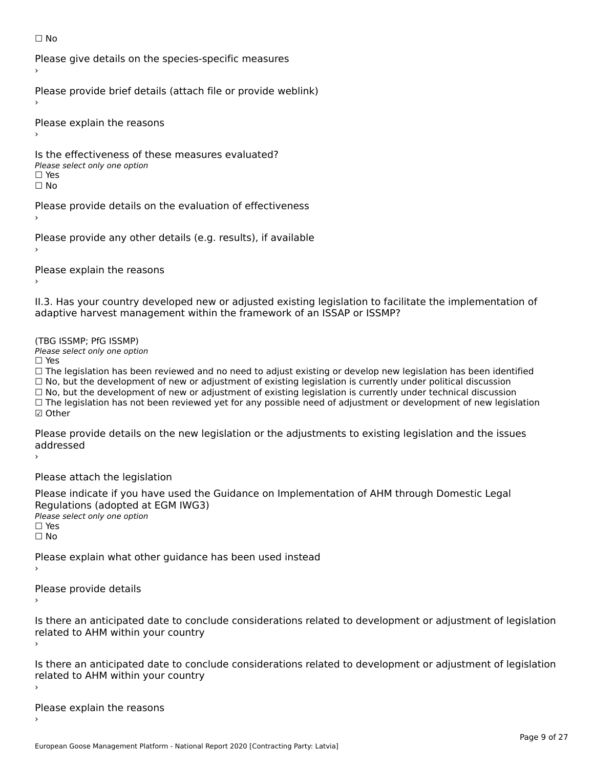☐ No

Please give details on the species-specific measures

›

Please provide brief details (attach file or provide weblink)

›

Please explain the reasons

›

Is the effectiveness of these measures evaluated?

*Please select only one option*

☐ Yes

☐ No

Please provide details on the evaluation of effectiveness

›

Please provide any other details (e.g. results), if available

›

Please explain the reasons

›

II.3. Has your country developed new or adjusted existing legislation to facilitate the implementation of adaptive harvest management within the framework of an ISSAP or ISSMP?

(TBG ISSMP; PfG ISSMP)

*Please select only one option*

☐ Yes

☐ The legislation has been reviewed and no need to adjust existing or develop new legislation has been identified

☐ No, but the development of new or adjustment of existing legislation is currently under political discussion

☐ No, but the development of new or adjustment of existing legislation is currently under technical discussion

☐ The legislation has not been reviewed yet for any possible need of adjustment or development of new legislation

☑ Other

Please provide details on the new legislation or the adjustments to existing legislation and the issues addressed

›

Please attach the legislation

Please indicate if you have used the Guidance on Implementation of AHM through Domestic Legal Regulations (adopted at EGM IWG3)

*Please select only one option*

☐ Yes

☐ No

Please explain what other guidance has been used instead

›

Please provide details

›

Is there an anticipated date to conclude considerations related to development or adjustment of legislation related to AHM within your country

›

Is there an anticipated date to conclude considerations related to development or adjustment of legislation related to AHM within your country

›

Please explain the reasons

›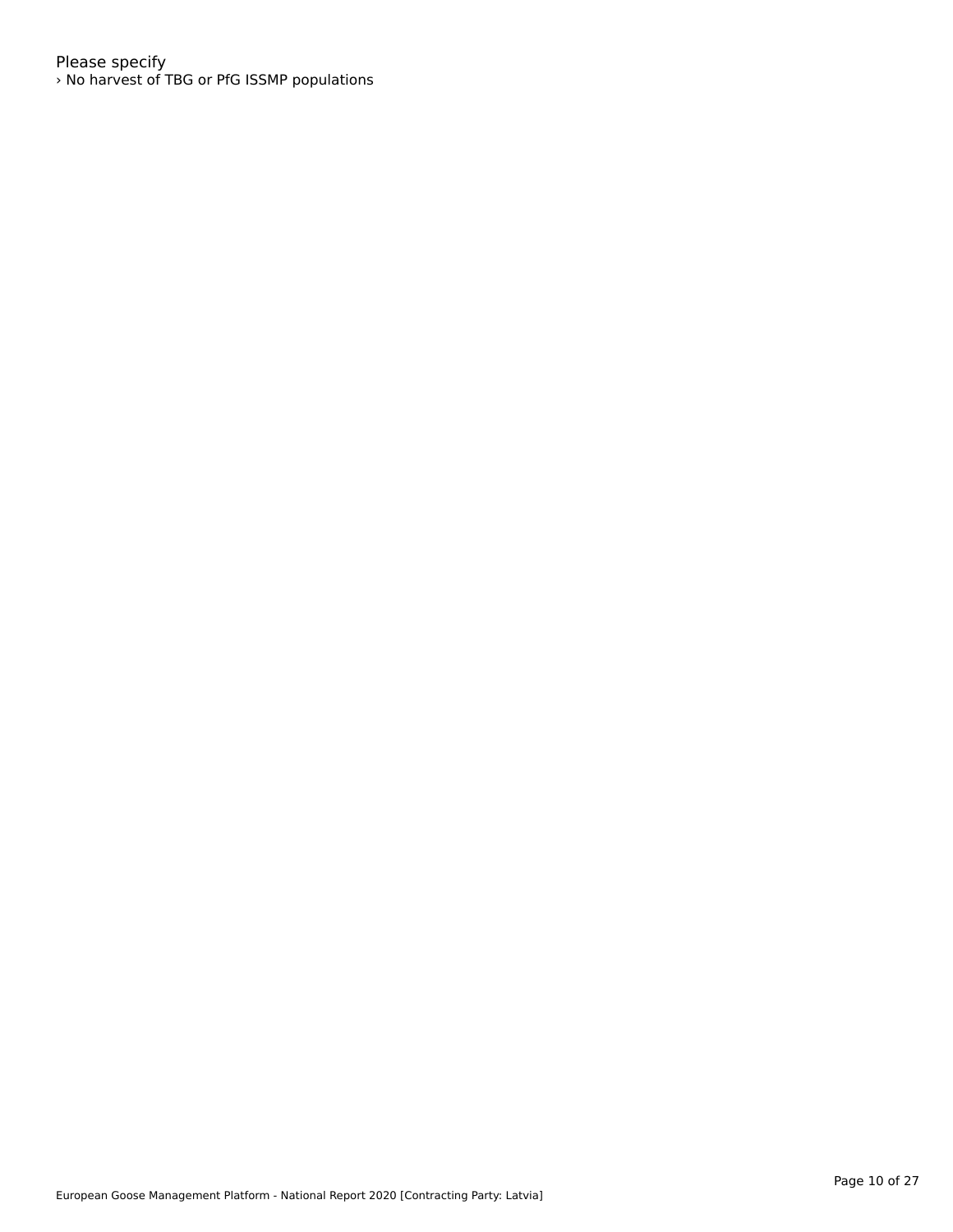Please specify
› No harvest of TBG or PfG ISSMP populations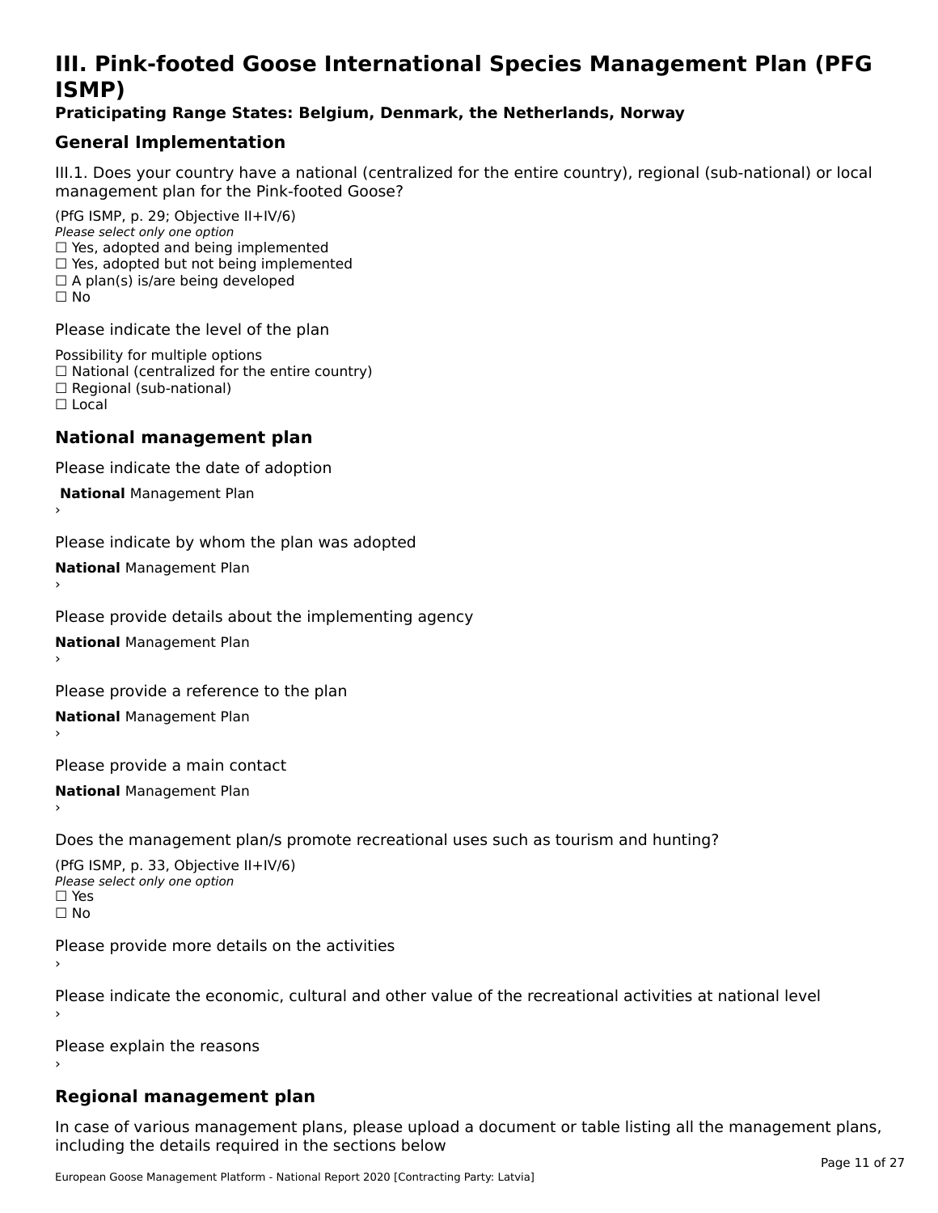# III. Pink-footed Goose International Species Management Plan (PFG ISMP)

**Praticipating Range States: Belgium, Denmark, the Netherlands, Norway**

## General Implementation

III.1. Does your country have a national (centralized for the entire country), regional (sub-national) or local management plan for the Pink-footed Goose?

(PfG ISMP, p. 29; Objective II+IV/6)
*Please select only one option*
☐ Yes, adopted and being implemented
☐ Yes, adopted but not being implemented
☐ A plan(s) is/are being developed
☐ No

Please indicate the level of the plan

Possibility for multiple options
☐ National (centralized for the entire country)
☐ Regional (sub-national)
☐ Local

## National management plan

Please indicate the date of adoption

**National** Management Plan
›

Please indicate by whom the plan was adopted

**National** Management Plan
›

Please provide details about the implementing agency

**National** Management Plan
›

Please provide a reference to the plan

**National** Management Plan
›

Please provide a main contact

**National** Management Plan
›

Does the management plan/s promote recreational uses such as tourism and hunting?

(PfG ISMP, p. 33, Objective II+IV/6)
*Please select only one option*
☐ Yes
☐ No

Please provide more details on the activities
›

Please indicate the economic, cultural and other value of the recreational activities at national level
›

Please explain the reasons
›

## Regional management plan

In case of various management plans, please upload a document or table listing all the management plans, including the details required in the sections below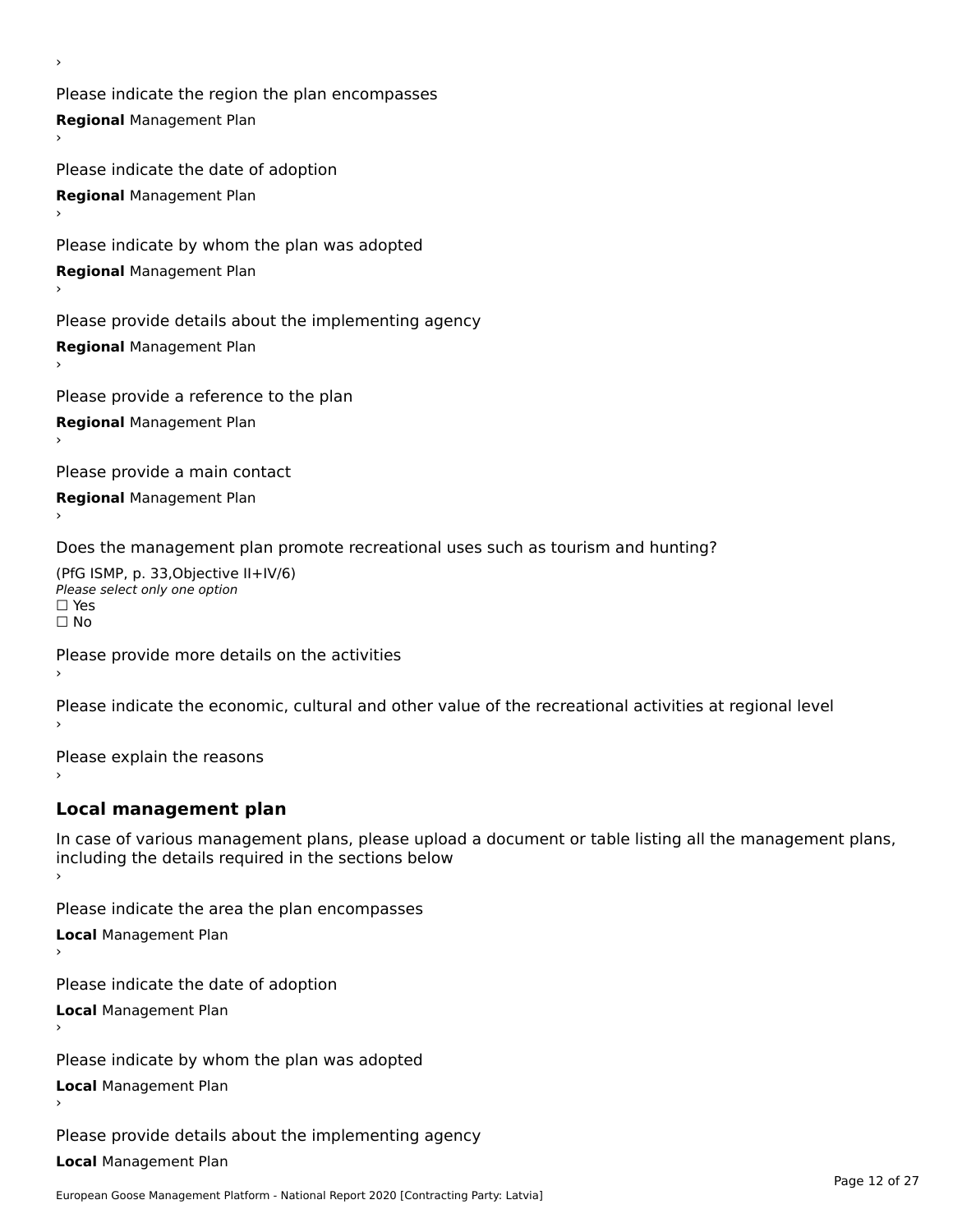›

Please indicate the region the plan encompasses

**Regional** Management Plan

›

Please indicate the date of adoption

**Regional** Management Plan

›

Please indicate by whom the plan was adopted

**Regional** Management Plan

›

Please provide details about the implementing agency

**Regional** Management Plan

›

Please provide a reference to the plan

**Regional** Management Plan

›

Please provide a main contact

**Regional** Management Plan

›

Does the management plan promote recreational uses such as tourism and hunting?

(PfG ISMP, p. 33,Objective II+IV/6)

*Please select only one option*

☐ Yes

☐ No

Please provide more details on the activities

›

Please indicate the economic, cultural and other value of the recreational activities at regional level

›

Please explain the reasons

›

## Local management plan

In case of various management plans, please upload a document or table listing all the management plans, including the details required in the sections below

›

Please indicate the area the plan encompasses

**Local** Management Plan

›

Please indicate the date of adoption

**Local** Management Plan

›

Please indicate by whom the plan was adopted

**Local** Management Plan

›

Please provide details about the implementing agency

**Local** Management Plan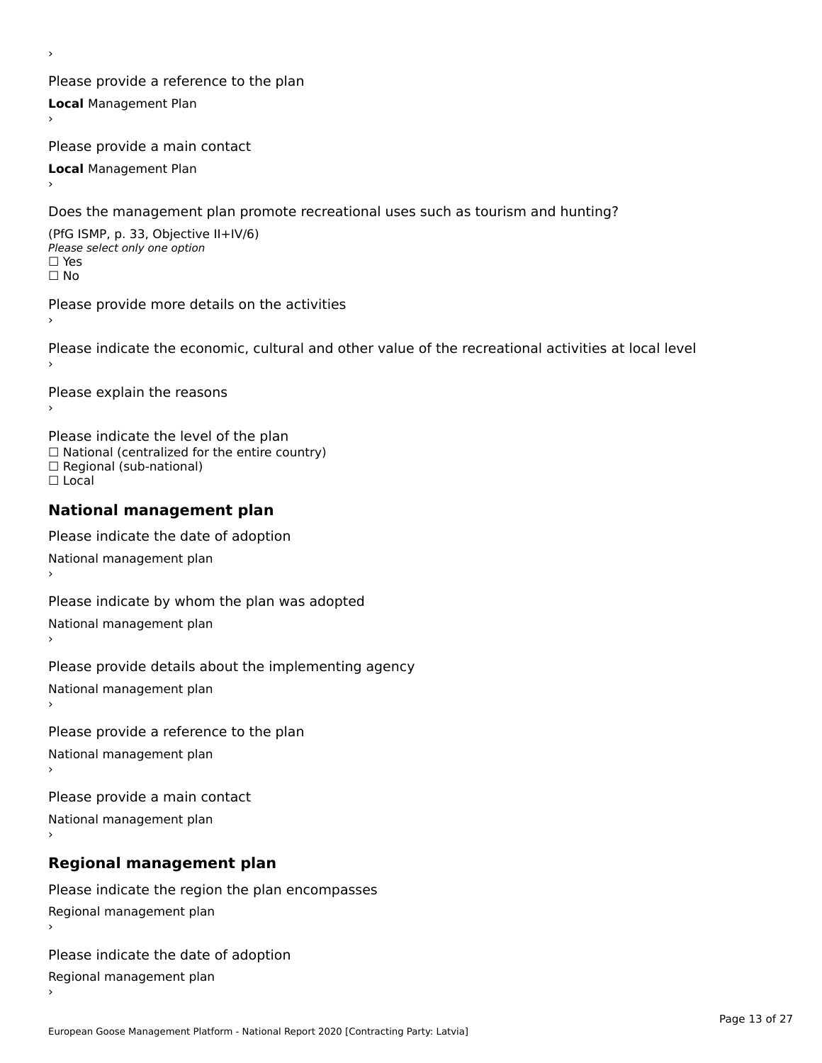›

Please provide a reference to the plan

**Local** Management Plan

›

Please provide a main contact

**Local** Management Plan

›

Does the management plan promote recreational uses such as tourism and hunting?

(PfG ISMP, p. 33, Objective II+IV/6)

*Please select only one option*

☐ Yes

☐ No

Please provide more details on the activities

›

Please indicate the economic, cultural and other value of the recreational activities at local level

›

Please explain the reasons

›

Please indicate the level of the plan

☐ National (centralized for the entire country)

☐ Regional (sub-national)

☐ Local

## National management plan

Please indicate the date of adoption

National management plan

›

Please indicate by whom the plan was adopted

National management plan

›

Please provide details about the implementing agency

National management plan

›

Please provide a reference to the plan

National management plan

›

Please provide a main contact

National management plan

›

## Regional management plan

Please indicate the region the plan encompasses

Regional management plan

›

Please indicate the date of adoption

Regional management plan

›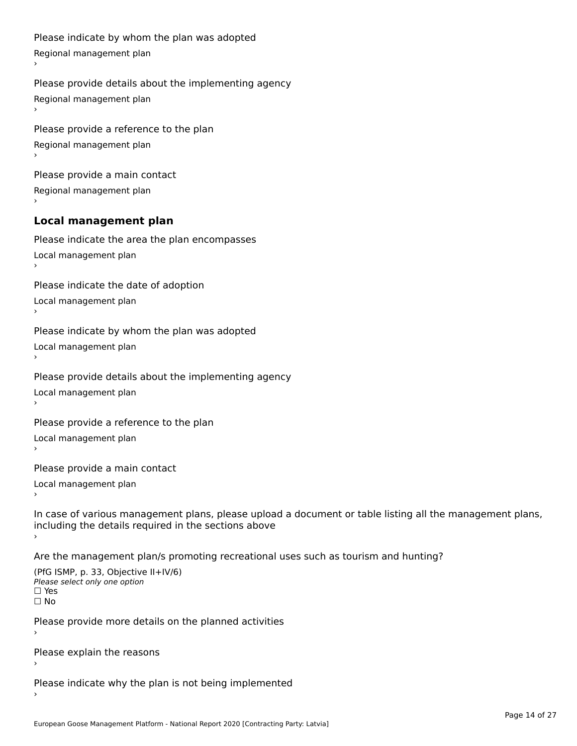Please indicate by whom the plan was adopted

Regional management plan

›

Please provide details about the implementing agency

Regional management plan

›

Please provide a reference to the plan

Regional management plan

›

Please provide a main contact

Regional management plan

›

### Local management plan

Please indicate the area the plan encompasses

Local management plan

›

Please indicate the date of adoption

Local management plan

›

Please indicate by whom the plan was adopted

Local management plan

›

Please provide details about the implementing agency

Local management plan

›

Please provide a reference to the plan

Local management plan

›

Please provide a main contact

Local management plan

›

In case of various management plans, please upload a document or table listing all the management plans, including the details required in the sections above

›

Are the management plan/s promoting recreational uses such as tourism and hunting?

(PfG ISMP, p. 33, Objective II+IV/6)

*Please select only one option*

☐ Yes

☐ No

Please provide more details on the planned activities

›

Please explain the reasons

›

Please indicate why the plan is not being implemented

›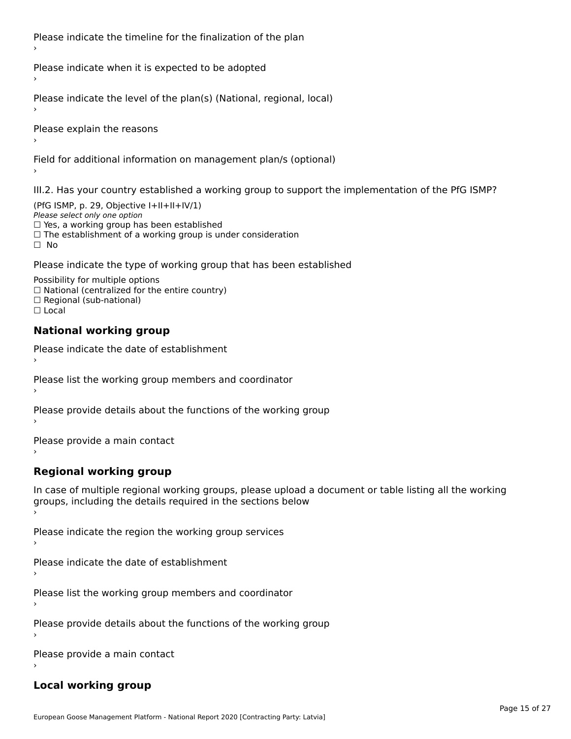Please indicate the timeline for the finalization of the plan
›

Please indicate when it is expected to be adopted
›

Please indicate the level of the plan(s) (National, regional, local)
›

Please explain the reasons
›

Field for additional information on management plan/s (optional)
›

III.2. Has your country established a working group to support the implementation of the PfG ISMP?

(PfG ISMP, p. 29, Objective I+II+II+IV/1)
*Please select only one option*
☐ Yes, a working group has been established
☐ The establishment of a working group is under consideration
☐ No

Please indicate the type of working group that has been established

Possibility for multiple options
☐ National (centralized for the entire country)
☐ Regional (sub-national)
☐ Local

## National working group

Please indicate the date of establishment
›

Please list the working group members and coordinator
›

Please provide details about the functions of the working group
›

Please provide a main contact
›

## Regional working group

In case of multiple regional working groups, please upload a document or table listing all the working groups, including the details required in the sections below
›

Please indicate the region the working group services
›

Please indicate the date of establishment
›

Please list the working group members and coordinator
›

Please provide details about the functions of the working group
›

Please provide a main contact
›

## Local working group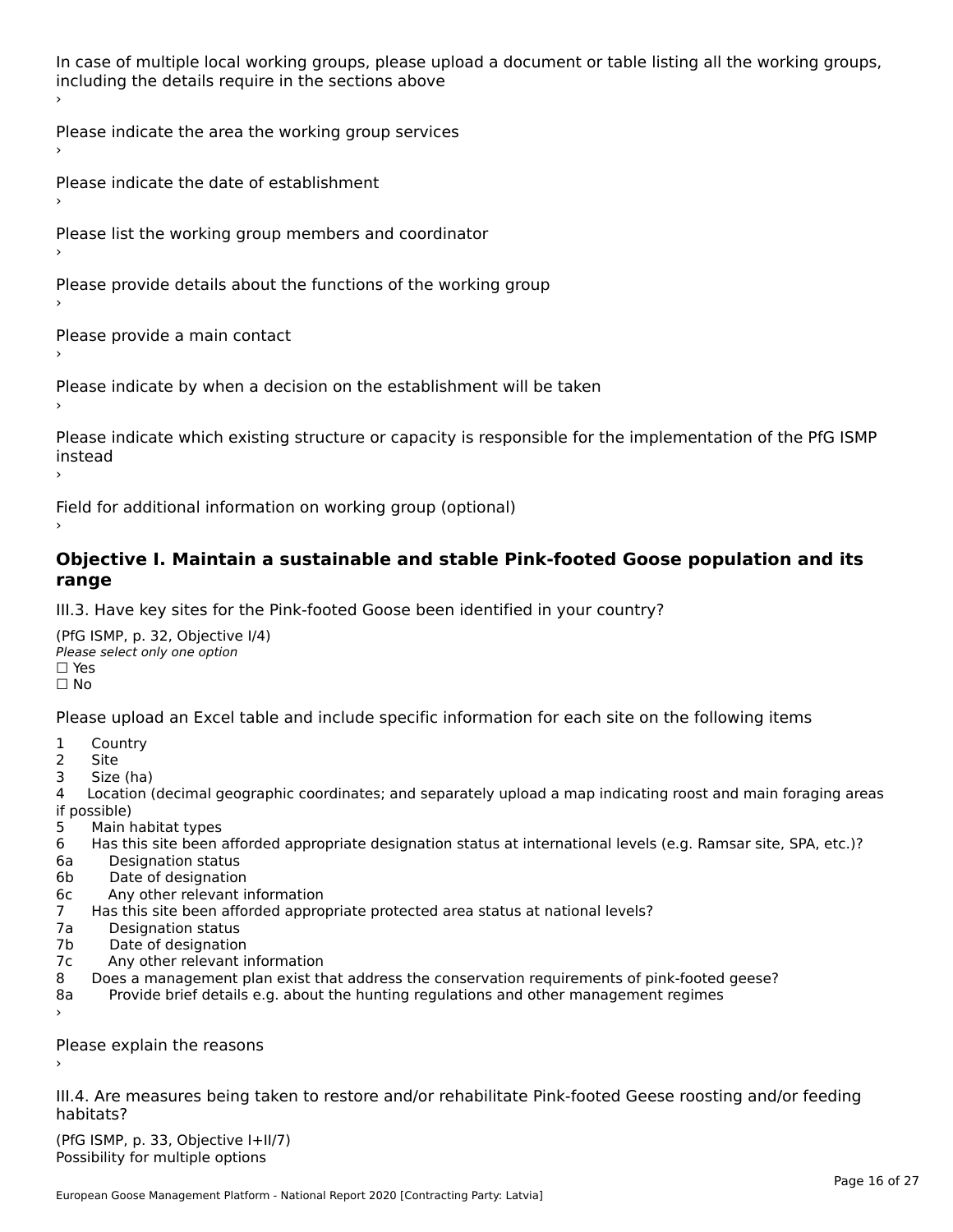In case of multiple local working groups, please upload a document or table listing all the working groups, including the details require in the sections above

›

Please indicate the area the working group services

›

Please indicate the date of establishment

›

Please list the working group members and coordinator

›

Please provide details about the functions of the working group

›

Please provide a main contact

›

Please indicate by when a decision on the establishment will be taken

›

Please indicate which existing structure or capacity is responsible for the implementation of the PfG ISMP instead

›

Field for additional information on working group (optional)

›

## Objective I. Maintain a sustainable and stable Pink-footed Goose population and its range

III.3. Have key sites for the Pink-footed Goose been identified in your country?

(PfG ISMP, p. 32, Objective I/4)

*Please select only one option*

☐ Yes

☐ No

Please upload an Excel table and include specific information for each site on the following items

1 Country
2 Site
3 Size (ha)
4 Location (decimal geographic coordinates; and separately upload a map indicating roost and main foraging areas if possible)
5 Main habitat types
6 Has this site been afforded appropriate designation status at international levels (e.g. Ramsar site, SPA, etc.)?
6a Designation status
6b Date of designation
6c Any other relevant information
7 Has this site been afforded appropriate protected area status at national levels?
7a Designation status
7b Date of designation
7c Any other relevant information
8 Does a management plan exist that address the conservation requirements of pink-footed geese?
8a Provide brief details e.g. about the hunting regulations and other management regimes

›

Please explain the reasons

›

III.4. Are measures being taken to restore and/or rehabilitate Pink-footed Geese roosting and/or feeding habitats?

(PfG ISMP, p. 33, Objective I+II/7)

Possibility for multiple options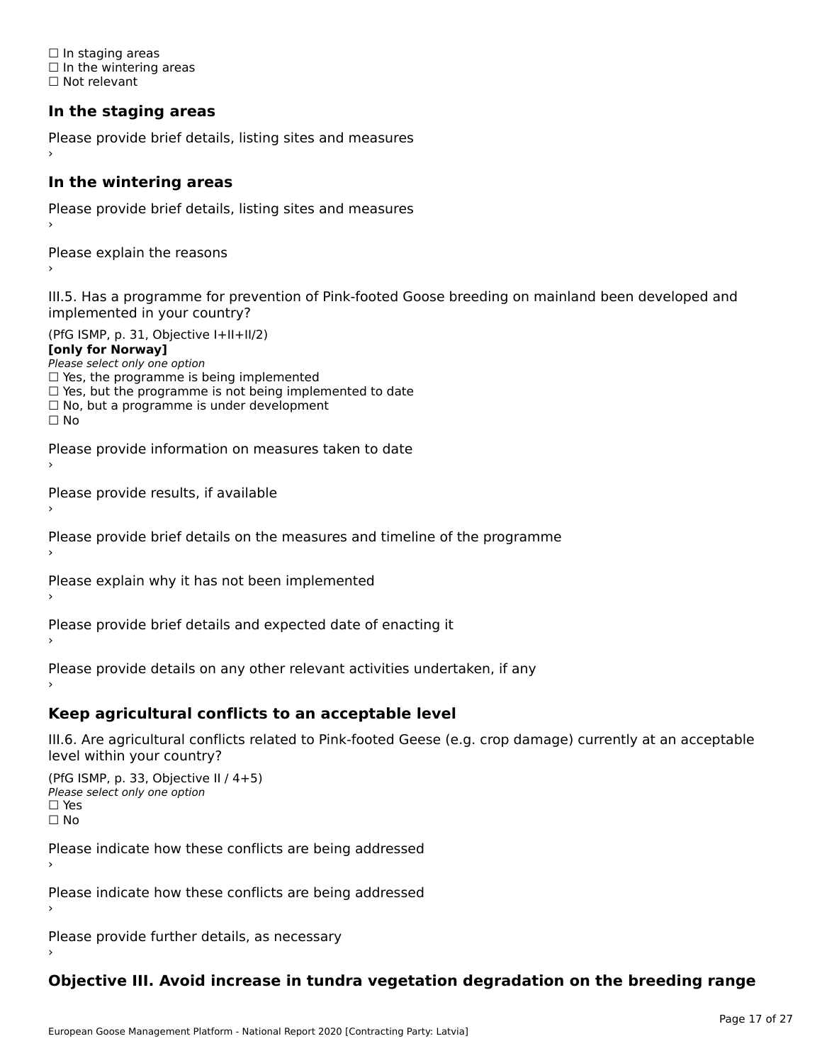☐ In staging areas
☐ In the wintering areas
☐ Not relevant

### In the staging areas

Please provide brief details, listing sites and measures
›

### In the wintering areas

Please provide brief details, listing sites and measures
›

Please explain the reasons
›

III.5. Has a programme for prevention of Pink-footed Goose breeding on mainland been developed and implemented in your country?

(PfG ISMP, p. 31, Objective I+II+II/2)
**[only for Norway]**
*Please select only one option*
☐ Yes, the programme is being implemented
☐ Yes, but the programme is not being implemented to date
☐ No, but a programme is under development
☐ No

Please provide information on measures taken to date
›

Please provide results, if available
›

Please provide brief details on the measures and timeline of the programme
›

Please explain why it has not been implemented
›

Please provide brief details and expected date of enacting it
›

Please provide details on any other relevant activities undertaken, if any
›

### Keep agricultural conflicts to an acceptable level

III.6. Are agricultural conflicts related to Pink-footed Geese (e.g. crop damage) currently at an acceptable level within your country?

(PfG ISMP, p. 33, Objective II / 4+5)
*Please select only one option*
☐ Yes
☐ No

Please indicate how these conflicts are being addressed
›

Please indicate how these conflicts are being addressed
›

Please provide further details, as necessary
›

### Objective III. Avoid increase in tundra vegetation degradation on the breeding range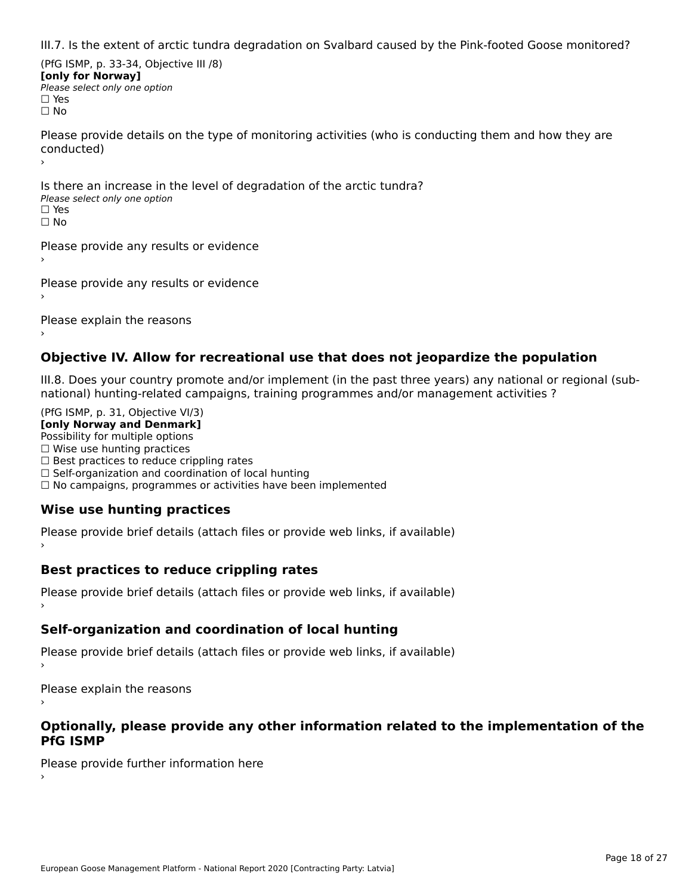III.7. Is the extent of arctic tundra degradation on Svalbard caused by the Pink-footed Goose monitored?

(PfG ISMP, p. 33-34, Objective III /8)
**[only for Norway]**
*Please select only one option*
☐ Yes
☐ No

Please provide details on the type of monitoring activities (who is conducting them and how they are conducted)
›

Is there an increase in the level of degradation of the arctic tundra?
*Please select only one option*
☐ Yes
☐ No

Please provide any results or evidence
›

Please provide any results or evidence
›

Please explain the reasons
›

## Objective IV. Allow for recreational use that does not jeopardize the population

III.8. Does your country promote and/or implement (in the past three years) any national or regional (sub-national) hunting-related campaigns, training programmes and/or management activities ?

(PfG ISMP, p. 31, Objective VI/3)
**[only Norway and Denmark]**
Possibility for multiple options
☐ Wise use hunting practices
☐ Best practices to reduce crippling rates
☐ Self-organization and coordination of local hunting
☐ No campaigns, programmes or activities have been implemented

### Wise use hunting practices

Please provide brief details (attach files or provide web links, if available)
›

### Best practices to reduce crippling rates

Please provide brief details (attach files or provide web links, if available)
›

### Self-organization and coordination of local hunting

Please provide brief details (attach files or provide web links, if available)
›

Please explain the reasons
›

### Optionally, please provide any other information related to the implementation of the PfG ISMP

Please provide further information here
›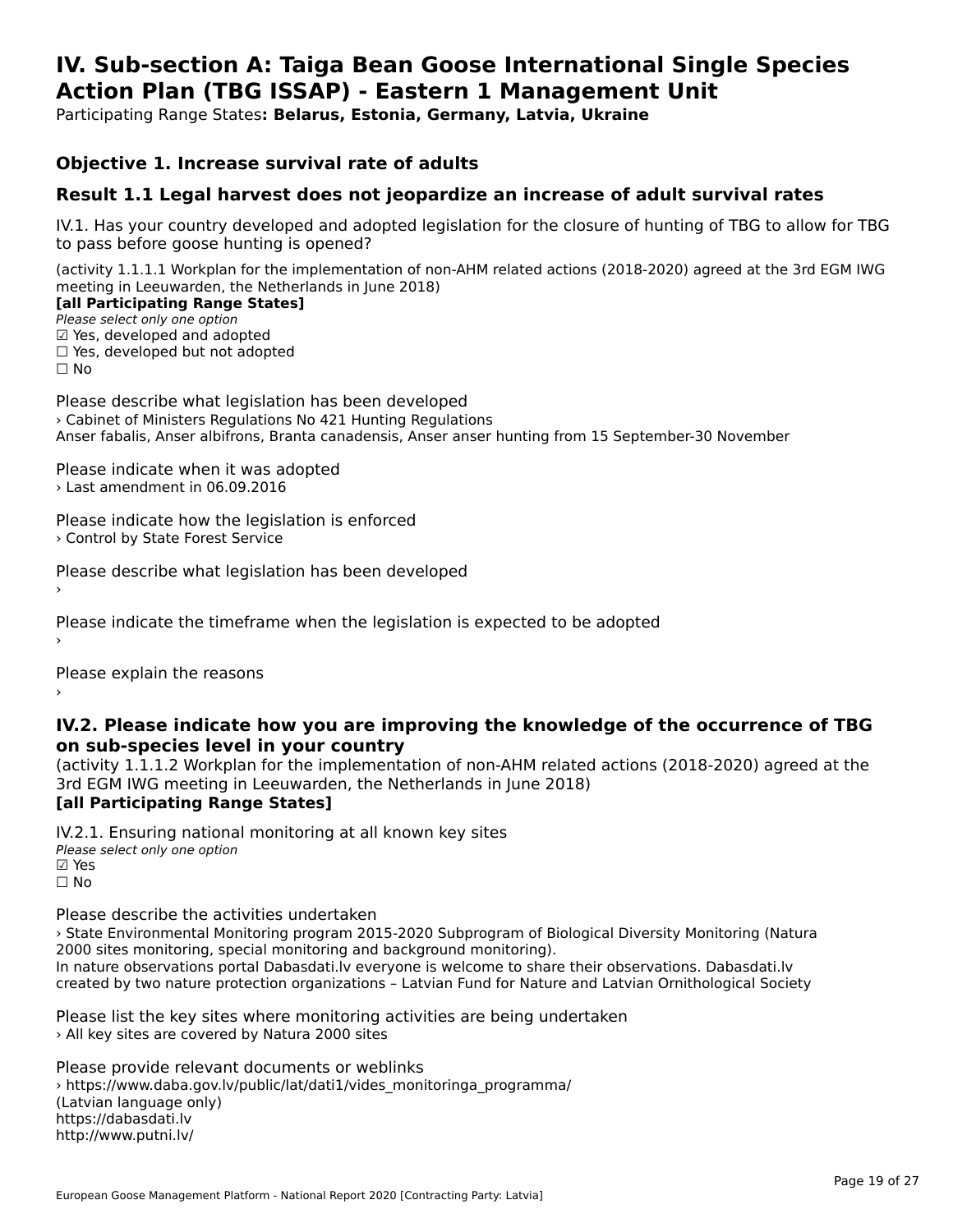# IV. Sub-section A: Taiga Bean Goose International Single Species Action Plan (TBG ISSAP) - Eastern 1 Management Unit

Participating Range States**: Belarus, Estonia, Germany, Latvia, Ukraine**

## Objective 1. Increase survival rate of adults

## Result 1.1 Legal harvest does not jeopardize an increase of adult survival rates

IV.1. Has your country developed and adopted legislation for the closure of hunting of TBG to allow for TBG to pass before goose hunting is opened?

(activity 1.1.1.1 Workplan for the implementation of non-AHM related actions (2018-2020) agreed at the 3rd EGM IWG meeting in Leeuwarden, the Netherlands in June 2018)

**[all Participating Range States]**

*Please select only one option*

☑ Yes, developed and adopted
☐ Yes, developed but not adopted
☐ No

Please describe what legislation has been developed

› Cabinet of Ministers Regulations No 421 Hunting Regulations
Anser fabalis, Anser albifrons, Branta canadensis, Anser anser hunting from 15 September-30 November

Please indicate when it was adopted

› Last amendment in 06.09.2016

Please indicate how the legislation is enforced

› Control by State Forest Service

Please describe what legislation has been developed

›

Please indicate the timeframe when the legislation is expected to be adopted

›

Please explain the reasons

›

### IV.2. Please indicate how you are improving the knowledge of the occurrence of TBG on sub-species level in your country

(activity 1.1.1.2 Workplan for the implementation of non-AHM related actions (2018-2020) agreed at the 3rd EGM IWG meeting in Leeuwarden, the Netherlands in June 2018)

**[all Participating Range States]**

IV.2.1. Ensuring national monitoring at all known key sites

*Please select only one option*

☑ Yes
☐ No

Please describe the activities undertaken

› State Environmental Monitoring program 2015-2020 Subprogram of Biological Diversity Monitoring (Natura 2000 sites monitoring, special monitoring and background monitoring).
In nature observations portal Dabasdati.lv everyone is welcome to share their observations. Dabasdati.lv created by two nature protection organizations – Latvian Fund for Nature and Latvian Ornithological Society

Please list the key sites where monitoring activities are being undertaken

› All key sites are covered by Natura 2000 sites

Please provide relevant documents or weblinks

› https://www.daba.gov.lv/public/lat/dati1/vides_monitoringa_programma/
(Latvian language only)
https://dabasdati.lv
http://www.putni.lv/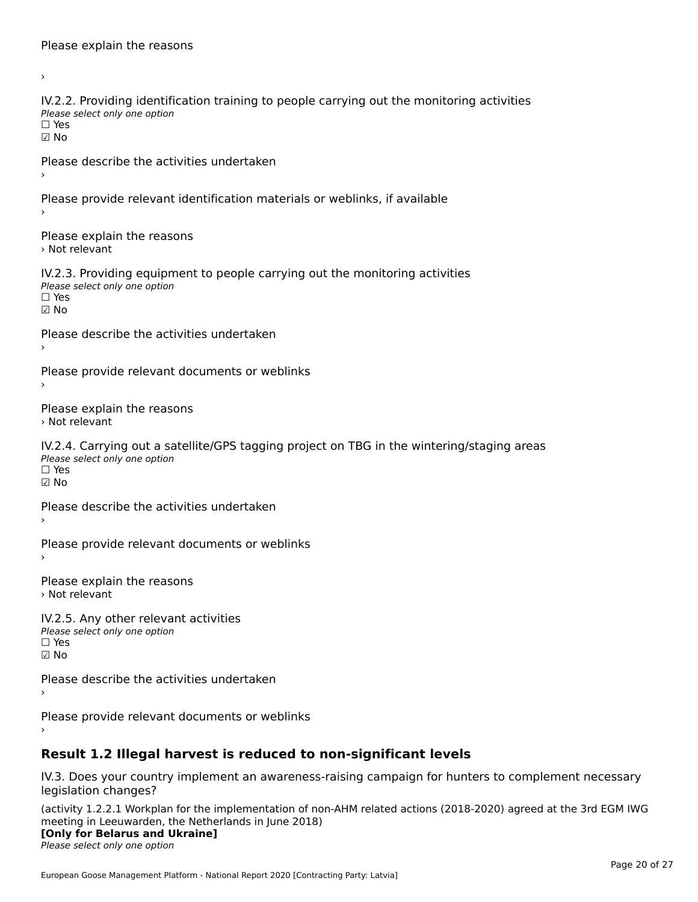Please explain the reasons

›

IV.2.2. Providing identification training to people carrying out the monitoring activities
*Please select only one option*
☐ Yes
☑ No

Please describe the activities undertaken
›

Please provide relevant identification materials or weblinks, if available
›

Please explain the reasons
› Not relevant

IV.2.3. Providing equipment to people carrying out the monitoring activities
*Please select only one option*
☐ Yes
☑ No

Please describe the activities undertaken
›

Please provide relevant documents or weblinks
›

Please explain the reasons
› Not relevant

IV.2.4. Carrying out a satellite/GPS tagging project on TBG in the wintering/staging areas
*Please select only one option*
☐ Yes
☑ No

Please describe the activities undertaken
›

Please provide relevant documents or weblinks
›

Please explain the reasons
› Not relevant

IV.2.5. Any other relevant activities
*Please select only one option*
☐ Yes
☑ No

Please describe the activities undertaken
›

Please provide relevant documents or weblinks
›

## Result 1.2 Illegal harvest is reduced to non-significant levels

IV.3. Does your country implement an awareness-raising campaign for hunters to complement necessary legislation changes?

(activity 1.2.2.1 Workplan for the implementation of non-AHM related actions (2018-2020) agreed at the 3rd EGM IWG meeting in Leeuwarden, the Netherlands in June 2018)
**[Only for Belarus and Ukraine]**
*Please select only one option*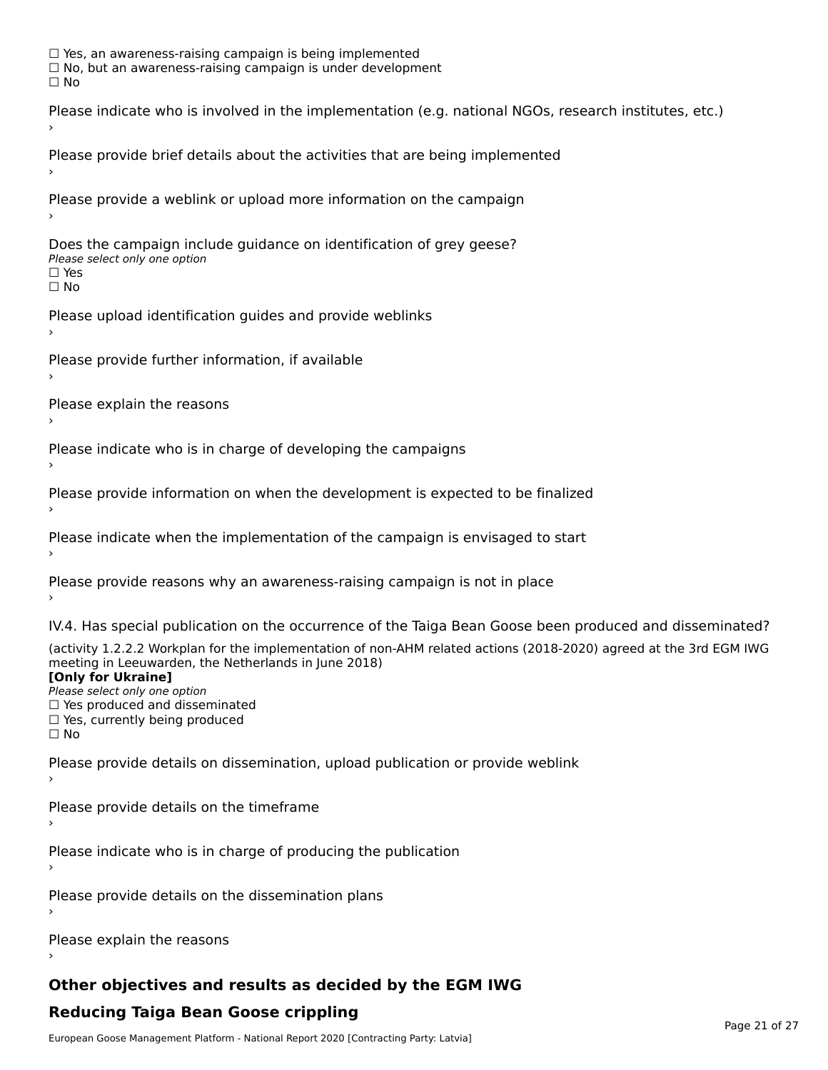☐ Yes, an awareness-raising campaign is being implemented
☐ No, but an awareness-raising campaign is under development
☐ No

Please indicate who is involved in the implementation (e.g. national NGOs, research institutes, etc.)
›

Please provide brief details about the activities that are being implemented
›

Please provide a weblink or upload more information on the campaign
›

Does the campaign include guidance on identification of grey geese?
*Please select only one option*
☐ Yes
☐ No

Please upload identification guides and provide weblinks
›

Please provide further information, if available
›

Please explain the reasons
›

Please indicate who is in charge of developing the campaigns
›

Please provide information on when the development is expected to be finalized
›

Please indicate when the implementation of the campaign is envisaged to start
›

Please provide reasons why an awareness-raising campaign is not in place
›

IV.4. Has special publication on the occurrence of the Taiga Bean Goose been produced and disseminated?

(activity 1.2.2.2 Workplan for the implementation of non-AHM related actions (2018-2020) agreed at the 3rd EGM IWG meeting in Leeuwarden, the Netherlands in June 2018)
**[Only for Ukraine]**
*Please select only one option*
☐ Yes produced and disseminated
☐ Yes, currently being produced
☐ No

Please provide details on dissemination, upload publication or provide weblink
›

Please provide details on the timeframe
›

Please indicate who is in charge of producing the publication
›

Please provide details on the dissemination plans
›

Please explain the reasons
›

## Other objectives and results as decided by the EGM IWG

## Reducing Taiga Bean Goose crippling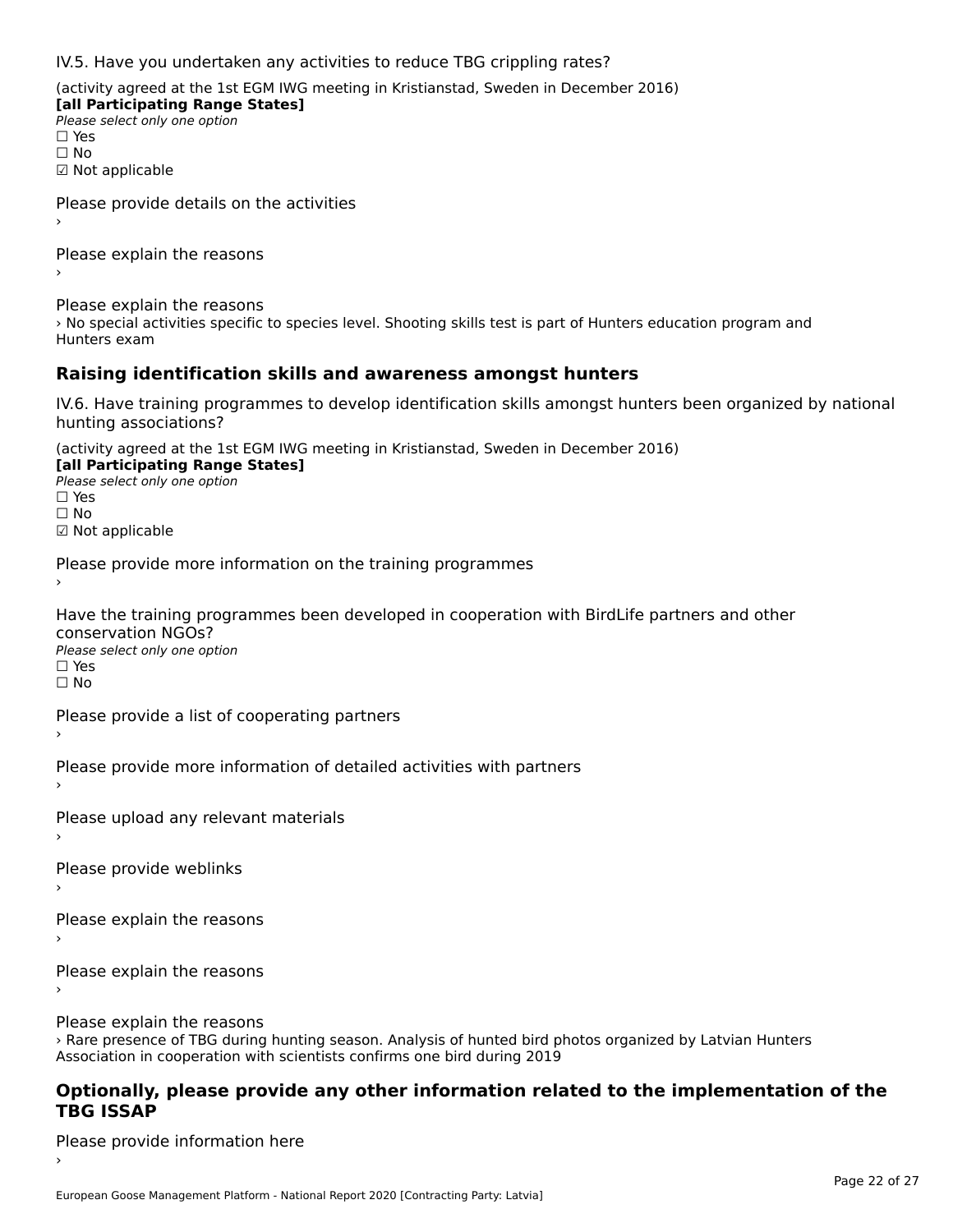IV.5. Have you undertaken any activities to reduce TBG crippling rates?

(activity agreed at the 1st EGM IWG meeting in Kristianstad, Sweden in December 2016)
**[all Participating Range States]**
*Please select only one option*
☐ Yes
☐ No
☑ Not applicable

Please provide details on the activities
›

Please explain the reasons
›

Please explain the reasons
› No special activities specific to species level. Shooting skills test is part of Hunters education program and Hunters exam

## Raising identification skills and awareness amongst hunters

IV.6. Have training programmes to develop identification skills amongst hunters been organized by national hunting associations?

(activity agreed at the 1st EGM IWG meeting in Kristianstad, Sweden in December 2016)
**[all Participating Range States]**
*Please select only one option*
☐ Yes
☐ No
☑ Not applicable

Please provide more information on the training programmes
›

Have the training programmes been developed in cooperation with BirdLife partners and other conservation NGOs?
*Please select only one option*
☐ Yes
☐ No

Please provide a list of cooperating partners
›

Please provide more information of detailed activities with partners
›

Please upload any relevant materials
›

Please provide weblinks
›

Please explain the reasons
›

Please explain the reasons
›

Please explain the reasons
› Rare presence of TBG during hunting season. Analysis of hunted bird photos organized by Latvian Hunters Association in cooperation with scientists confirms one bird during 2019

## Optionally, please provide any other information related to the implementation of the TBG ISSAP

Please provide information here
›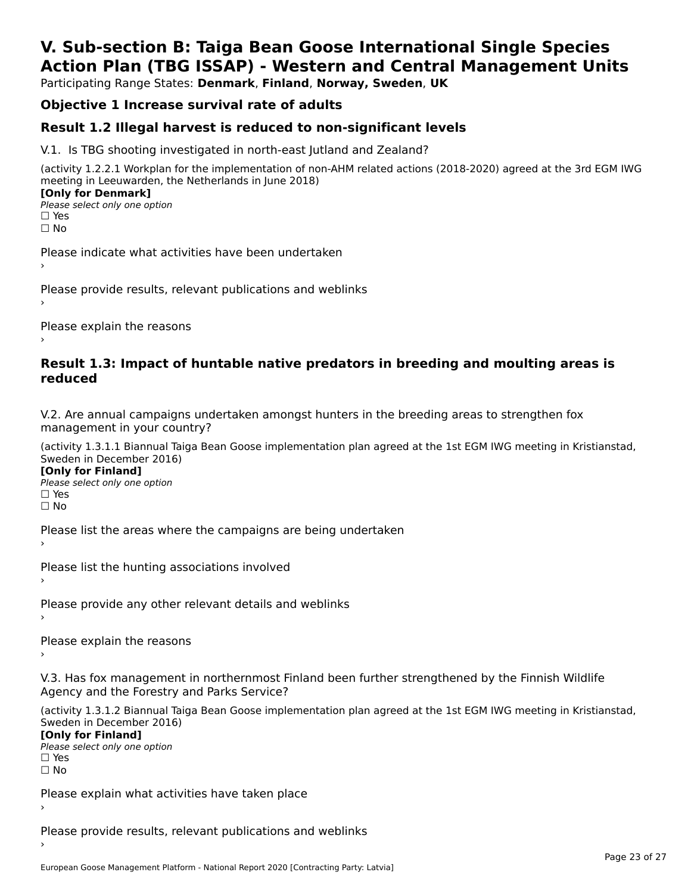# V. Sub-section B: Taiga Bean Goose International Single Species Action Plan (TBG ISSAP) - Western and Central Management Units

Participating Range States: **Denmark**, **Finland**, **Norway, Sweden**, **UK**

## Objective 1 Increase survival rate of adults

## Result 1.2 Illegal harvest is reduced to non-significant levels

V.1. Is TBG shooting investigated in north-east Jutland and Zealand?

(activity 1.2.2.1 Workplan for the implementation of non-AHM related actions (2018-2020) agreed at the 3rd EGM IWG meeting in Leeuwarden, the Netherlands in June 2018)

**[Only for Denmark]**

*Please select only one option*

☐ Yes

☐ No

Please indicate what activities have been undertaken

›

Please provide results, relevant publications and weblinks

›

Please explain the reasons

›

## Result 1.3: Impact of huntable native predators in breeding and moulting areas is reduced

V.2. Are annual campaigns undertaken amongst hunters in the breeding areas to strengthen fox management in your country?

(activity 1.3.1.1 Biannual Taiga Bean Goose implementation plan agreed at the 1st EGM IWG meeting in Kristianstad, Sweden in December 2016)

**[Only for Finland]**

*Please select only one option*

☐ Yes

☐ No

Please list the areas where the campaigns are being undertaken

›

Please list the hunting associations involved

›

Please provide any other relevant details and weblinks

›

Please explain the reasons

›

V.3. Has fox management in northernmost Finland been further strengthened by the Finnish Wildlife Agency and the Forestry and Parks Service?

(activity 1.3.1.2 Biannual Taiga Bean Goose implementation plan agreed at the 1st EGM IWG meeting in Kristianstad, Sweden in December 2016)

**[Only for Finland]**

*Please select only one option*

☐ Yes

☐ No

Please explain what activities have taken place

›

Please provide results, relevant publications and weblinks

›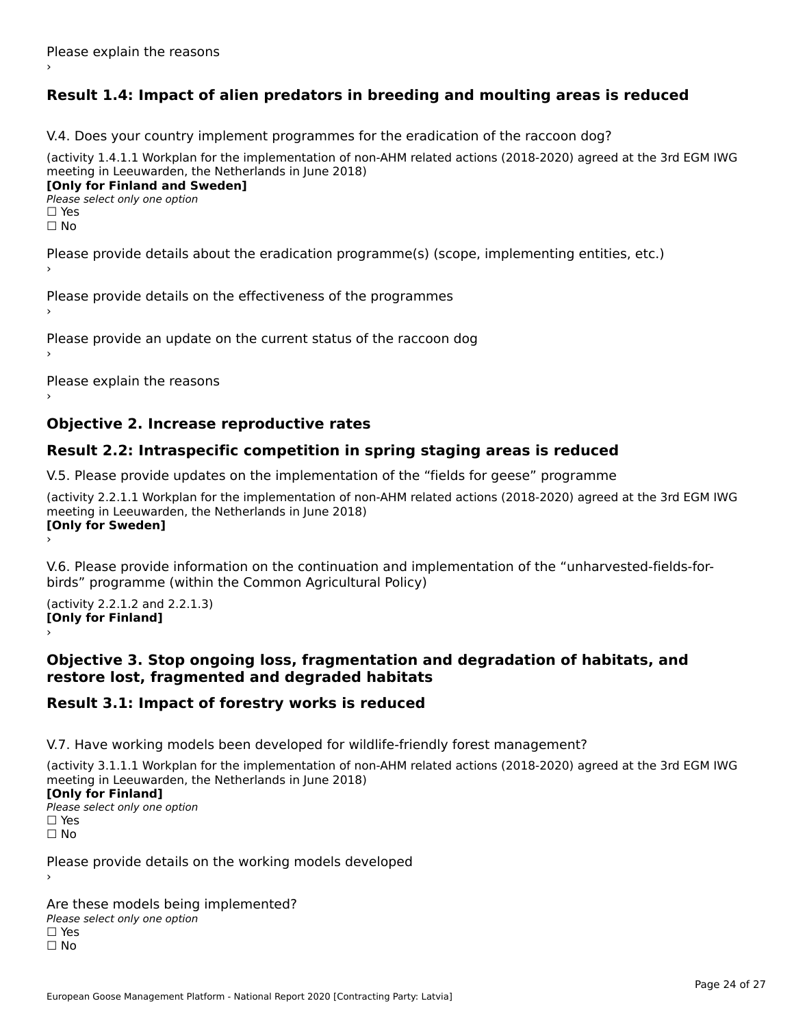Please explain the reasons
›

## Result 1.4: Impact of alien predators in breeding and moulting areas is reduced

V.4. Does your country implement programmes for the eradication of the raccoon dog?

(activity 1.4.1.1 Workplan for the implementation of non-AHM related actions (2018-2020) agreed at the 3rd EGM IWG meeting in Leeuwarden, the Netherlands in June 2018)
**[Only for Finland and Sweden]**
*Please select only one option*
☐ Yes
☐ No

Please provide details about the eradication programme(s) (scope, implementing entities, etc.)
›

Please provide details on the effectiveness of the programmes
›

Please provide an update on the current status of the raccoon dog
›

Please explain the reasons
›

## Objective 2. Increase reproductive rates

## Result 2.2: Intraspecific competition in spring staging areas is reduced

V.5. Please provide updates on the implementation of the “fields for geese” programme

(activity 2.2.1.1 Workplan for the implementation of non-AHM related actions (2018-2020) agreed at the 3rd EGM IWG meeting in Leeuwarden, the Netherlands in June 2018)
**[Only for Sweden]**
›

V.6. Please provide information on the continuation and implementation of the “unharvested-fields-for-birds” programme (within the Common Agricultural Policy)

(activity 2.2.1.2 and 2.2.1.3)
**[Only for Finland]**
›

## Objective 3. Stop ongoing loss, fragmentation and degradation of habitats, and restore lost, fragmented and degraded habitats

## Result 3.1: Impact of forestry works is reduced

V.7. Have working models been developed for wildlife-friendly forest management?

(activity 3.1.1.1 Workplan for the implementation of non-AHM related actions (2018-2020) agreed at the 3rd EGM IWG meeting in Leeuwarden, the Netherlands in June 2018)
**[Only for Finland]**
*Please select only one option*
☐ Yes
☐ No

Please provide details on the working models developed
›

Are these models being implemented?
*Please select only one option*
☐ Yes
☐ No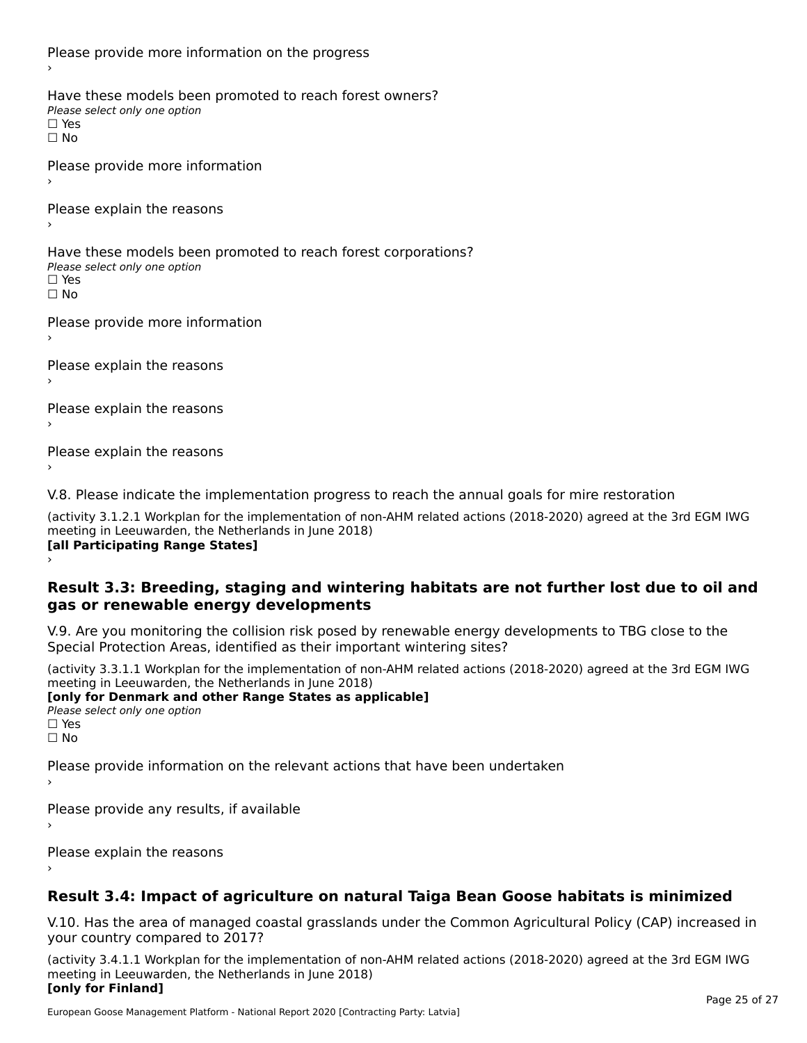Please provide more information on the progress

›

Have these models been promoted to reach forest owners?

*Please select only one option*

☐ Yes

☐ No

Please provide more information

›

Please explain the reasons

›

Have these models been promoted to reach forest corporations?

*Please select only one option*

☐ Yes

☐ No

Please provide more information

›

Please explain the reasons

›

Please explain the reasons

›

Please explain the reasons

›

V.8. Please indicate the implementation progress to reach the annual goals for mire restoration

(activity 3.1.2.1 Workplan for the implementation of non-AHM related actions (2018-2020) agreed at the 3rd EGM IWG meeting in Leeuwarden, the Netherlands in June 2018)

**[all Participating Range States]**

›

## Result 3.3: Breeding, staging and wintering habitats are not further lost due to oil and gas or renewable energy developments

V.9. Are you monitoring the collision risk posed by renewable energy developments to TBG close to the Special Protection Areas, identified as their important wintering sites?

(activity 3.3.1.1 Workplan for the implementation of non-AHM related actions (2018-2020) agreed at the 3rd EGM IWG meeting in Leeuwarden, the Netherlands in June 2018)

**[only for Denmark and other Range States as applicable]**

*Please select only one option*

☐ Yes

☐ No

Please provide information on the relevant actions that have been undertaken

›

Please provide any results, if available

›

Please explain the reasons

›

## Result 3.4: Impact of agriculture on natural Taiga Bean Goose habitats is minimized

V.10. Has the area of managed coastal grasslands under the Common Agricultural Policy (CAP) increased in your country compared to 2017?

(activity 3.4.1.1 Workplan for the implementation of non-AHM related actions (2018-2020) agreed at the 3rd EGM IWG meeting in Leeuwarden, the Netherlands in June 2018)

**[only for Finland]**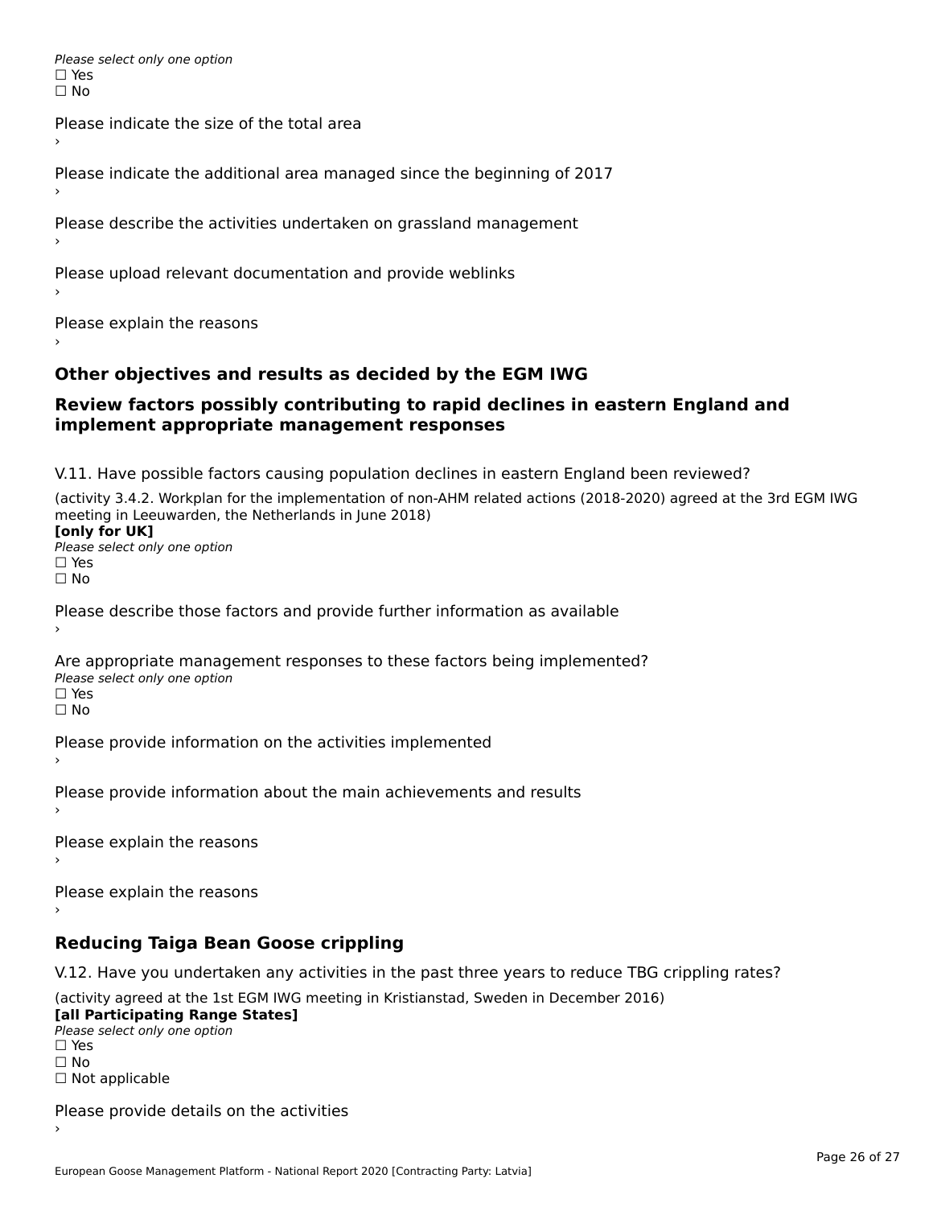*Please select only one option*
☐ Yes
☐ No

Please indicate the size of the total area
›

Please indicate the additional area managed since the beginning of 2017
›

Please describe the activities undertaken on grassland management
›

Please upload relevant documentation and provide weblinks
›

Please explain the reasons
›

## Other objectives and results as decided by the EGM IWG

## Review factors possibly contributing to rapid declines in eastern England and implement appropriate management responses

V.11. Have possible factors causing population declines in eastern England been reviewed?

(activity 3.4.2. Workplan for the implementation of non-AHM related actions (2018-2020) agreed at the 3rd EGM IWG meeting in Leeuwarden, the Netherlands in June 2018)
**[only for UK]**
*Please select only one option*
☐ Yes
☐ No

Please describe those factors and provide further information as available
›

Are appropriate management responses to these factors being implemented?
*Please select only one option*
☐ Yes
☐ No

Please provide information on the activities implemented
›

Please provide information about the main achievements and results
›

Please explain the reasons
›

Please explain the reasons
›

## Reducing Taiga Bean Goose crippling

V.12. Have you undertaken any activities in the past three years to reduce TBG crippling rates?

(activity agreed at the 1st EGM IWG meeting in Kristianstad, Sweden in December 2016)
**[all Participating Range States]**
*Please select only one option*
☐ Yes
☐ No
☐ Not applicable

Please provide details on the activities
›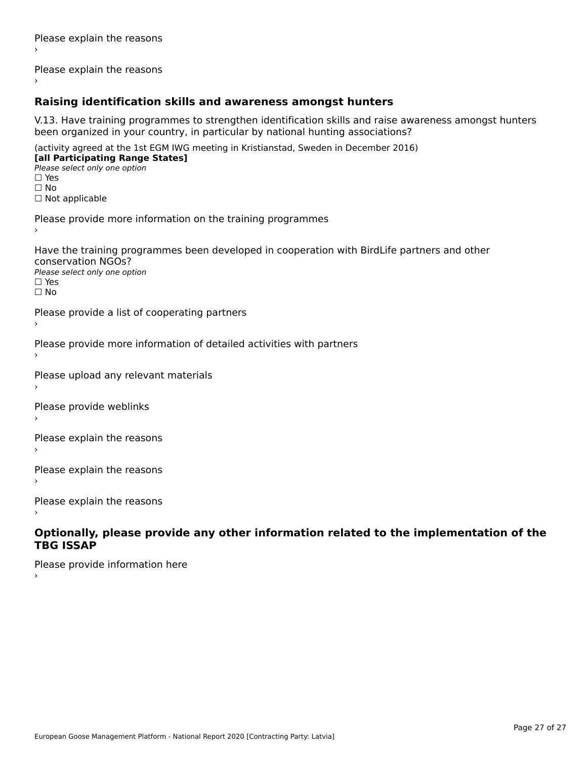Please explain the reasons

›

Please explain the reasons

›

## Raising identification skills and awareness amongst hunters

V.13. Have training programmes to strengthen identification skills and raise awareness amongst hunters been organized in your country, in particular by national hunting associations?

(activity agreed at the 1st EGM IWG meeting in Kristianstad, Sweden in December 2016)
**[all Participating Range States]**
*Please select only one option*
☐ Yes
☐ No
☐ Not applicable

Please provide more information on the training programmes

›

Have the training programmes been developed in cooperation with BirdLife partners and other conservation NGOs?
*Please select only one option*
☐ Yes
☐ No

Please provide a list of cooperating partners

›

Please provide more information of detailed activities with partners

›

Please upload any relevant materials

›

Please provide weblinks

›

Please explain the reasons

›

Please explain the reasons

›

Please explain the reasons

›

## Optionally, please provide any other information related to the implementation of the TBG ISSAP

Please provide information here

›